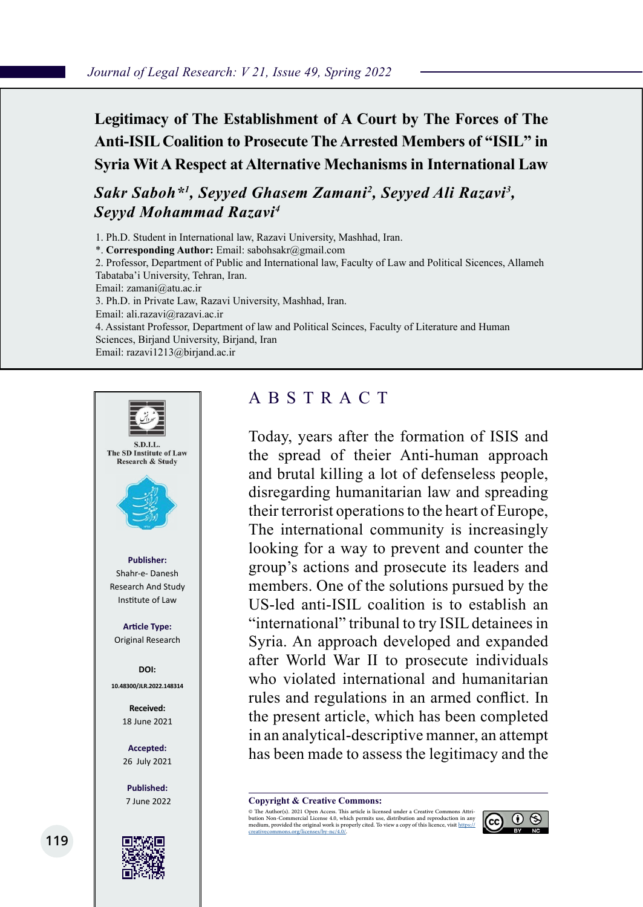# Legitimacy of The Establishment of A Court by The Forces of The Anti-ISIL Coalition to Prosecute The Arrested Members of "ISIL" in Syria Wit A Respect at Alternative Mechanisms in International Law

***Sakr Saboh*[1], Seyyed Ghasem Zamani[2], Seyyed Ali Razavi[3], Seyyd Mohammad Razavi[4]***

1. Ph.D. Student in International law, Razavi University, Mashhad, Iran.

*. **Corresponding Author:** Email: sabohsakr@gmail.com

2. Professor, Department of Public and International law, Faculty of Law and Political Siences, Allameh Tabataba'i University, Tehran, Iran.
Email: zamani@atu.ac.ir

3. Ph.D. in Private Law, Razavi University, Mashhad, Iran.
Email: ali.razavi@razavi.ac.ir

4. Assistant Professor, Department of law and Political Scinces, Faculty of Literature and Human Sciences, Birjand University, Birjand, Iran
Email: razavi1213@birjand.ac.ir

S.D.I.L.
The SD Institute of Law Research & Study

**Publisher:**
Shahr-e- Danesh Research And Study Institute of Law

**Article Type:**
Original Research

**DOI:**
10.48300/JLR.2022.148314

**Received:**
18 June 2021

**Accepted:**
26 July 2021

**Published:**
7 June 2022

## ABSTRACT

Today, years after the formation of ISIS and the spread of theier Anti-human approach and brutal killing a lot of defenseless people, disregarding humanitarian law and spreading their terrorist operations to the heart of Europe, The international community is increasingly looking for a way to prevent and counter the group's actions and prosecute its leaders and members. One of the solutions pursued by the US-led anti-ISIL coalition is to establish an "international" tribunal to try ISIL detainees in Syria. An approach developed and expanded after World War II to prosecute individuals who violated international and humanitarian rules and regulations in an armed conflict. In the present article, which has been completed in an analytical-descriptive manner, an attempt has been made to assess the legitimacy and the

**Copyright & Creative Commons:**

© The Author(s). 2021 Open Access. This article is licensed under a Creative Commons Attribution Non-Commercial License 4.0, which permits use, distribution and reproduction in any medium, provided the original work is properly cited. To view a copy of this licence, visit https://creativecommons.org/licenses/by-nc/4.0/.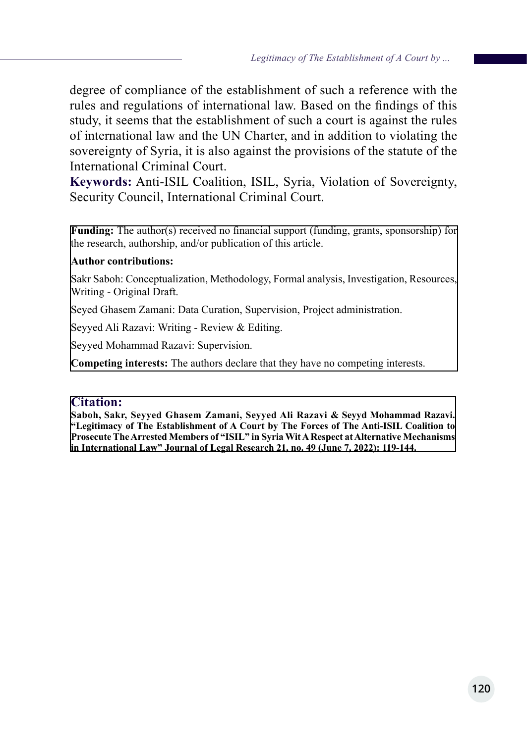degree of compliance of the establishment of such a reference with the rules and regulations of international law. Based on the findings of this study, it seems that the establishment of such a court is against the rules of international law and the UN Charter, and in addition to violating the sovereignty of Syria, it is also against the provisions of the statute of the International Criminal Court.

**Keywords:** Anti-ISIL Coalition, ISIL, Syria, Violation of Sovereignty, Security Council, International Criminal Court.

**Funding:** The author(s) received no financial support (funding, grants, sponsorship) for the research, authorship, and/or publication of this article.

**Author contributions:**

Sakr Saboh: Conceptualization, Methodology, Formal analysis, Investigation, Resources, Writing - Original Draft.

Seyed Ghasem Zamani: Data Curation, Supervision, Project administration.

Seyyed Ali Razavi: Writing - Review & Editing.

Seyyed Mohammad Razavi: Supervision.

**Competing interests:** The authors declare that they have no competing interests.

**Citation:**

**Saboh, Sakr, Seyyed Ghasem Zamani, Seyyed Ali Razavi & Seyyd Mohammad Razavi. "Legitimacy of The Establishment of A Court by The Forces of The Anti-ISIL Coalition to Prosecute The Arrested Members of "ISIL" in Syria Wit A Respect at Alternative Mechanisms in International Law" Journal of Legal Research 21, no. 49 (June 7, 2022): 119-144.**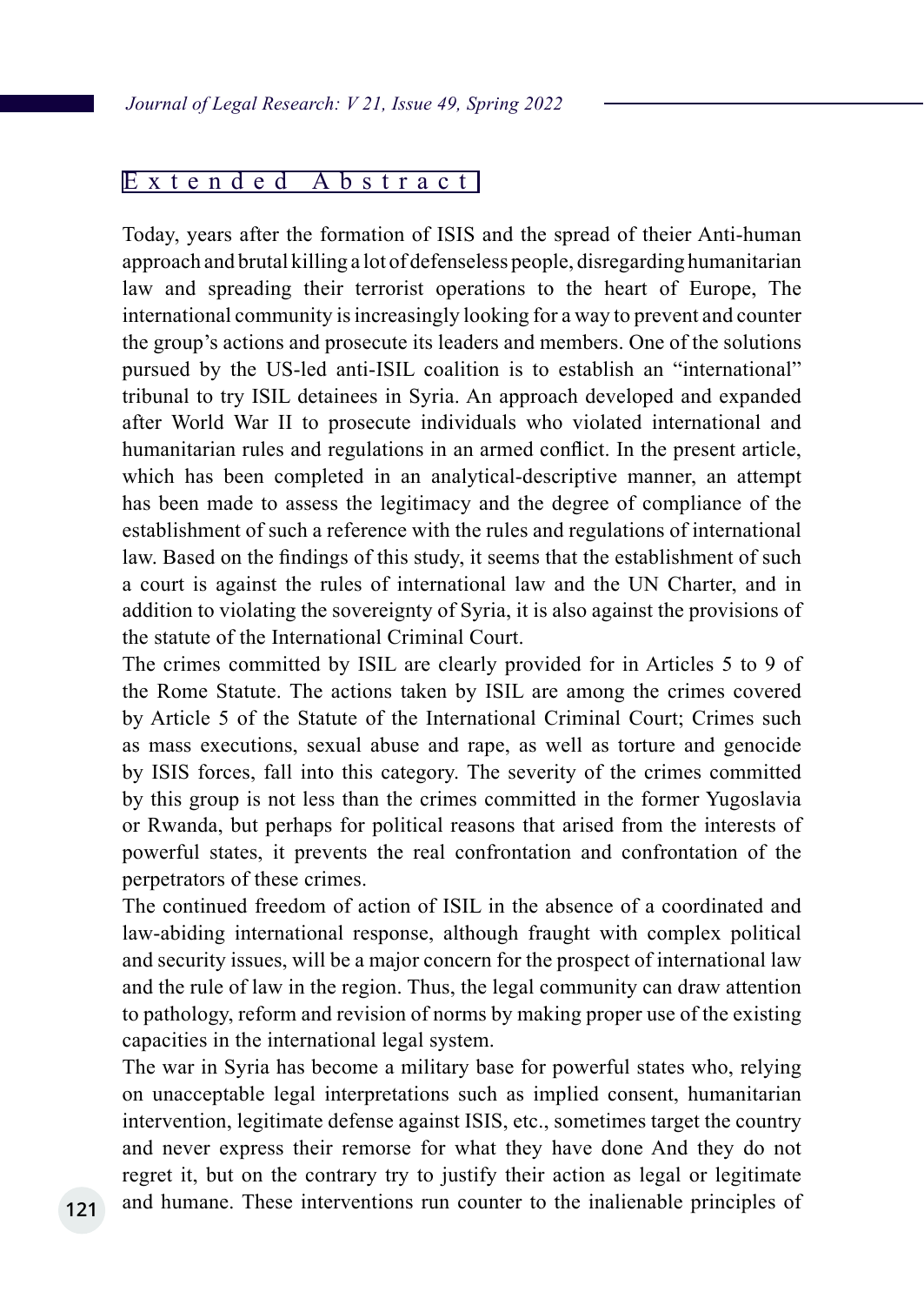## Extended Abstract

Today, years after the formation of ISIS and the spread of theier Anti-human approach and brutal killing a lot of defenseless people, disregarding humanitarian law and spreading their terrorist operations to the heart of Europe, The international community is increasingly looking for a way to prevent and counter the group's actions and prosecute its leaders and members. One of the solutions pursued by the US-led anti-ISIL coalition is to establish an "international" tribunal to try ISIL detainees in Syria. An approach developed and expanded after World War II to prosecute individuals who violated international and humanitarian rules and regulations in an armed conflict. In the present article, which has been completed in an analytical-descriptive manner, an attempt has been made to assess the legitimacy and the degree of compliance of the establishment of such a reference with the rules and regulations of international law. Based on the findings of this study, it seems that the establishment of such a court is against the rules of international law and the UN Charter, and in addition to violating the sovereignty of Syria, it is also against the provisions of the statute of the International Criminal Court.

The crimes committed by ISIL are clearly provided for in Articles 5 to 9 of the Rome Statute. The actions taken by ISIL are among the crimes covered by Article 5 of the Statute of the International Criminal Court; Crimes such as mass executions, sexual abuse and rape, as well as torture and genocide by ISIS forces, fall into this category. The severity of the crimes committed by this group is not less than the crimes committed in the former Yugoslavia or Rwanda, but perhaps for political reasons that arised from the interests of powerful states, it prevents the real confrontation and confrontation of the perpetrators of these crimes.

The continued freedom of action of ISIL in the absence of a coordinated and law-abiding international response, although fraught with complex political and security issues, will be a major concern for the prospect of international law and the rule of law in the region. Thus, the legal community can draw attention to pathology, reform and revision of norms by making proper use of the existing capacities in the international legal system.

The war in Syria has become a military base for powerful states who, relying on unacceptable legal interpretations such as implied consent, humanitarian intervention, legitimate defense against ISIS, etc., sometimes target the country and never express their remorse for what they have done And they do not regret it, but on the contrary try to justify their action as legal or legitimate and humane. These interventions run counter to the inalienable principles of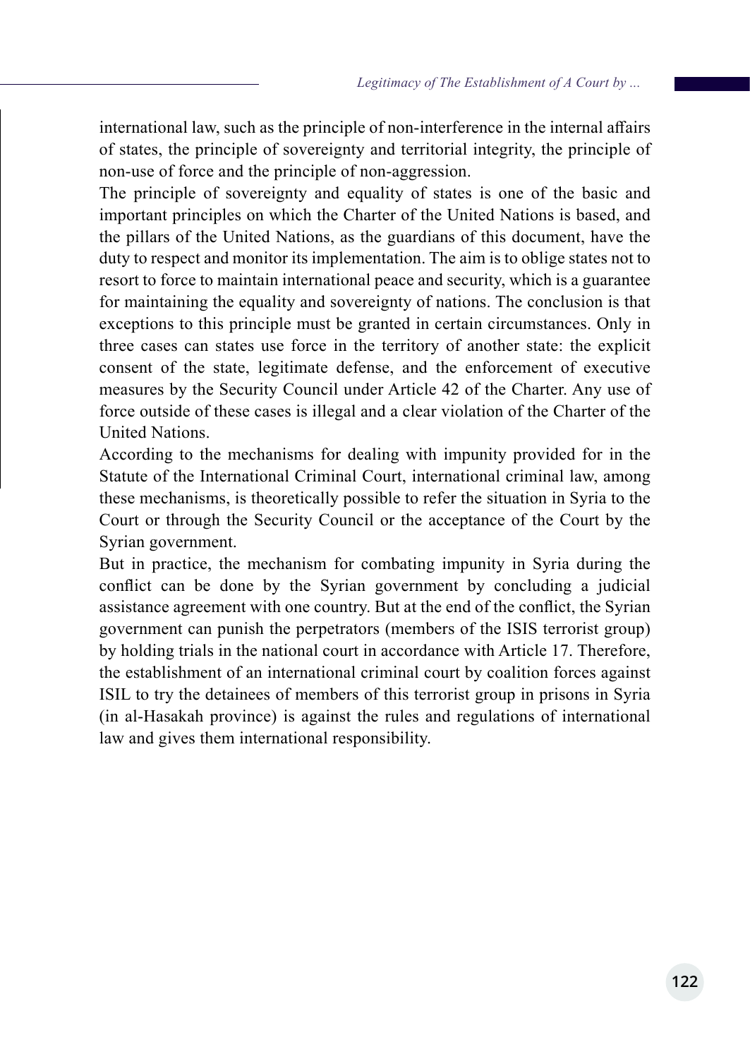international law, such as the principle of non-interference in the internal affairs of states, the principle of sovereignty and territorial integrity, the principle of non-use of force and the principle of non-aggression.

The principle of sovereignty and equality of states is one of the basic and important principles on which the Charter of the United Nations is based, and the pillars of the United Nations, as the guardians of this document, have the duty to respect and monitor its implementation. The aim is to oblige states not to resort to force to maintain international peace and security, which is a guarantee for maintaining the equality and sovereignty of nations. The conclusion is that exceptions to this principle must be granted in certain circumstances. Only in three cases can states use force in the territory of another state: the explicit consent of the state, legitimate defense, and the enforcement of executive measures by the Security Council under Article 42 of the Charter. Any use of force outside of these cases is illegal and a clear violation of the Charter of the United Nations.

According to the mechanisms for dealing with impunity provided for in the Statute of the International Criminal Court, international criminal law, among these mechanisms, is theoretically possible to refer the situation in Syria to the Court or through the Security Council or the acceptance of the Court by the Syrian government.

But in practice, the mechanism for combating impunity in Syria during the conflict can be done by the Syrian government by concluding a judicial assistance agreement with one country. But at the end of the conflict, the Syrian government can punish the perpetrators (members of the ISIS terrorist group) by holding trials in the national court in accordance with Article 17. Therefore, the establishment of an international criminal court by coalition forces against ISIL to try the detainees of members of this terrorist group in prisons in Syria (in al-Hasakah province) is against the rules and regulations of international law and gives them international responsibility.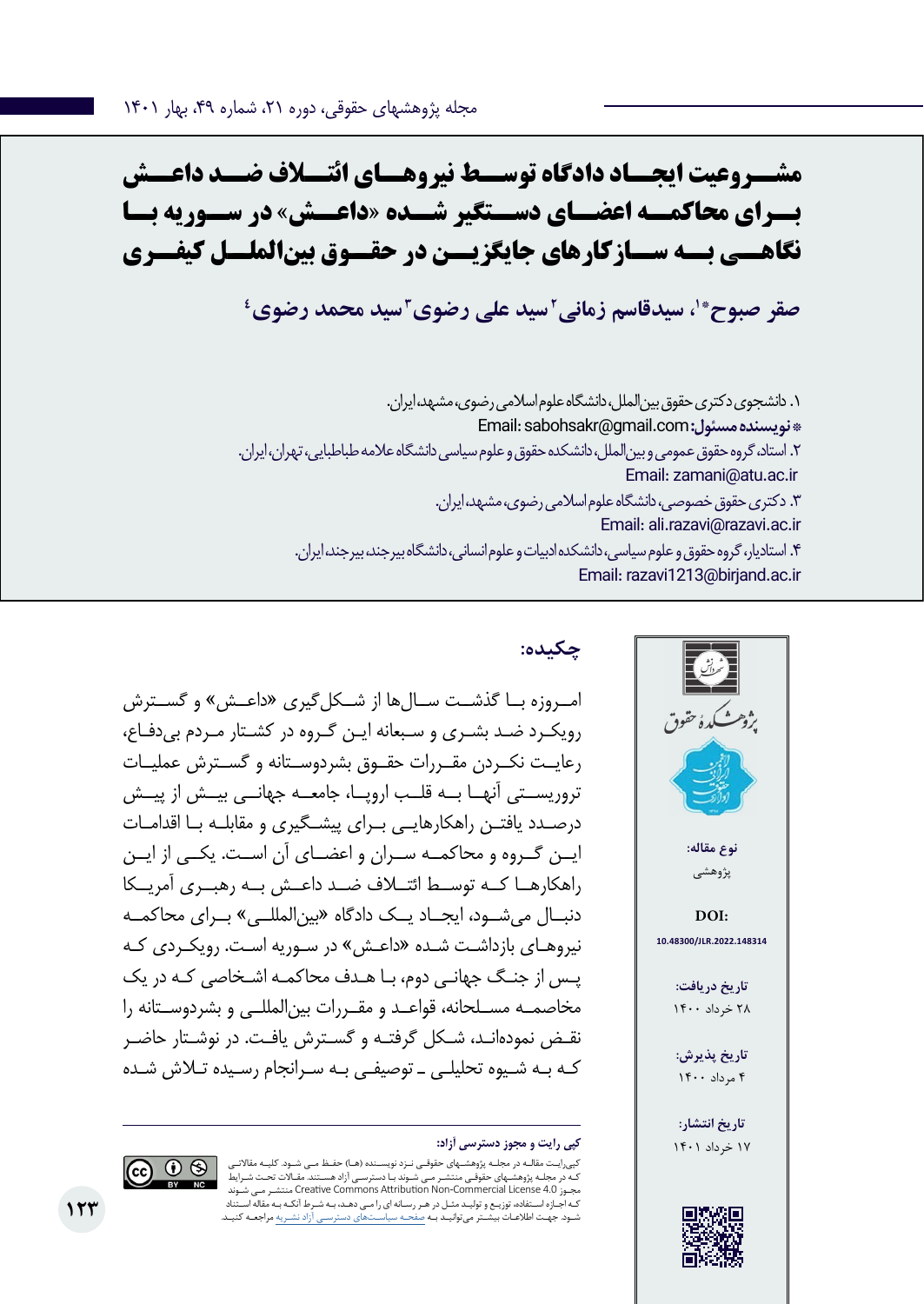# مشروعیت ایجاد دادگاه توسط نیروهای ائتلاف ضد داعش برای محاکمه اعضای دستگیر شده «داعش» در سوریه با نگاهی به سازکارهای جایگزین در حقوق بین‌الملل کیفری

**صقر صبوح*[1]، سیدقاسم زمانی[2] سید علی رضوی[3] سید محمد رضوی[4]**

۱. دانشجوی دکتری حقوق بین‌الملل، دانشگاه علوم اسلامی رضوی، مشهد، ایران.

***نویسنده مسئول:** Email: sabohsakr@gmail.com

۲. استاد، گروه حقوق عمومی و بین‌الملل، دانشکده حقوق و علوم سیاسی دانشگاه علامه طباطبایی، تهران، ایران.

Email: zamani@atu.ac.ir

۳. دکتری حقوق خصوصی، دانشگاه علوم اسلامی رضوی، مشهد، ایران.

Email: ali.razavi@razavi.ac.ir

۴. استادیار، گروه حقوق و علوم سیاسی، دانشکده ادبیات و علوم انسانی، دانشگاه بیرجند، بیرجند، ایران.

Email: razavi1213@birjand.ac.ir

**نوع مقاله:** پژوهشی

**DOI:** 10.48300/JLR.2022.148314

**تاریخ دریافت:** ۲۸ خرداد ۱۴۰۰

**تاریخ پذیرش:** ۴ مرداد ۱۴۰۰

**تاریخ انتشار:** ۱۷ خرداد ۱۴۰۱

## چکیده:

امروزه با گذشت سال‌ها از شکل‌گیری «داعش» و گسترش رویکرد ضد بشری و سبعانه این گروه در کشتار مردم بی‌دفاع، رعایت نکردن مقررات حقوق بشردوستانه و گسترش عملیات تروریستی آنها به قلب اروپا، جامعه جهانی بیش از پیش درصدد یافتن راهکارهایی برای پیشگیری و مقابله با اقدامات این گروه و محاکمه سران و اعضای آن است. یکی از این راهکارها که توسط ائتلاف ضد داعش به رهبری آمریکا دنبال می‌شود، ایجاد یک دادگاه «بین‌المللی» برای محاکمه نیروهای بازداشت شده «داعش» در سوریه است. رویکردی که پس از جنگ جهانی دوم، با هدف محاکمه اشخاصی که در یک مخاصمه مسلحانه، قواعد و مقررات بین‌المللی و بشردوستانه را نقض نموده‌اند، شکل گرفته و گسترش یافت. در نوشتار حاضر که به شیوه تحلیلی ـ توصیفی به سرانجام رسیده تلاش شده

**کپی رایت و مجوز دسترسی آزاد:**

کپی‌رایت مقاله در مجله پژوهشهای حقوقی نزد نویسنده (ها) حفظ می شود. کلیه مقالاتی که در مجله پژوهشهای حقوقی منتشر می شوند با دسترسی آزاد هستند. مقالات تحت شرایط مجوز Creative Commons Attribution Non-Commercial License 4.0 منتشر می شوند که اجازه استفاده، توزیع و تولید مثل در هر رسانه ای را می دهد، به شرط آنکه به مقاله استناد شود. جهت اطلاعات بیشتر می‌توانید به صفحه سیاست‌های دسترسی آزاد نشریه مراجعه کنید.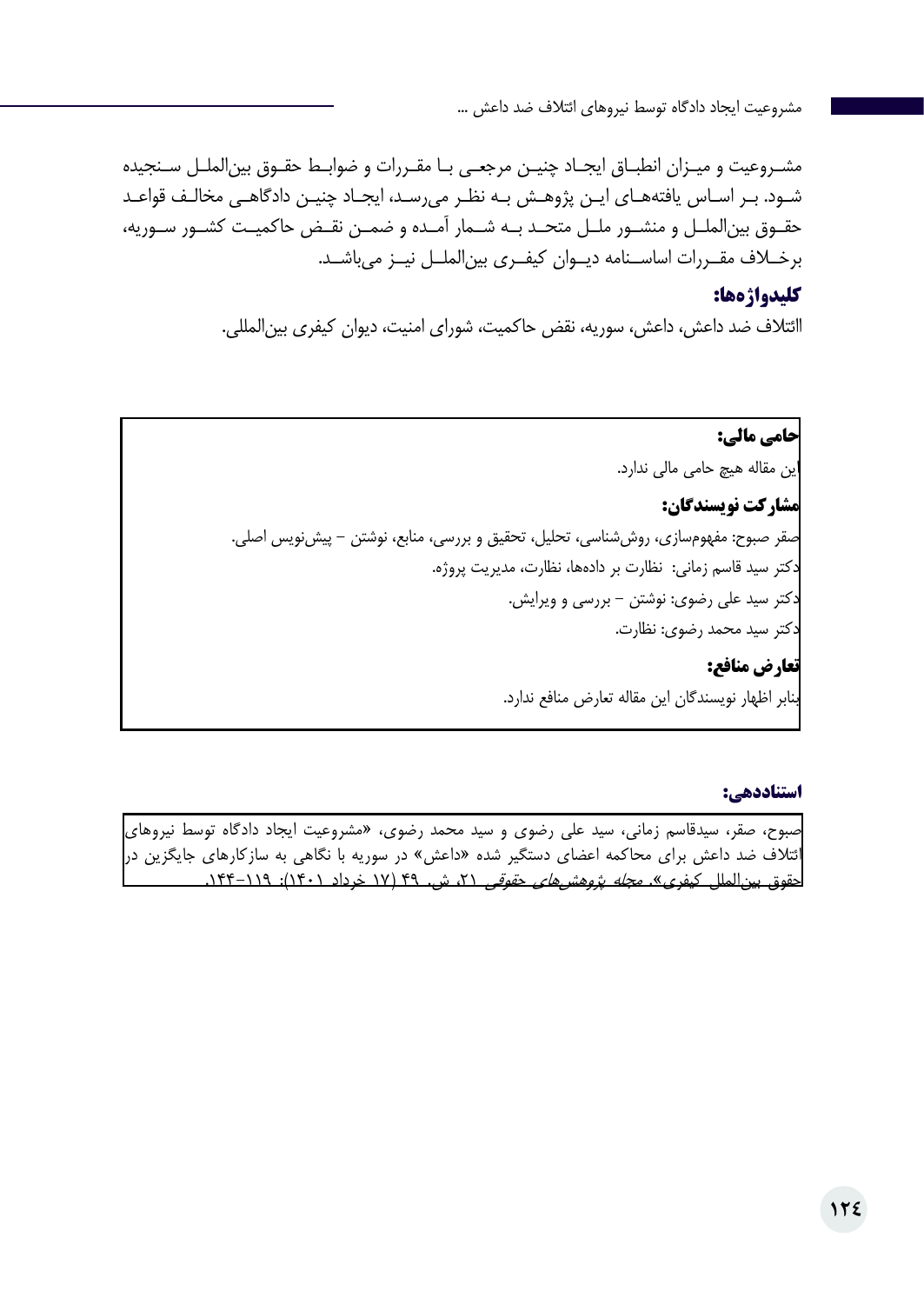مشروعیت و میزان انطباق ایجاد چنین مرجعی با مقررات و ضوابط حقوق بین‌الملل سنجیده شود. بر اساس یافته‌های این پژوهش به نظر می‌رسد، ایجاد چنین دادگاهی مخالف قواعد حقوق بین‌الملل و منشور ملل متحد به شمار آمده و ضمن نقض حاکمیت کشور سوریه، برخلاف مقررات اساسنامه دیوان کیفری بین‌الملل نیز می‌باشد.

**کلیدواژه‌ها:**

اائتلاف ضد داعش، داعش، سوریه، نقض حاکمیت، شورای امنیت، دیوان کیفری بین‌المللی.

**حامی مالی:**

این مقاله هیچ حامی مالی ندارد.

**مشارکت نویسندگان:**

صقر صبوح: مفهوم‌سازی، روش‌شناسی، تحلیل، تحقیق و بررسی، منابع، نوشتن – پیش‌نویس اصلی.

دکتر سید قاسم زمانی: نظارت بر داده‌ها، نظارت، مدیریت پروژه.

دکتر سید علی رضوی: نوشتن – بررسی و ویرایش.

دکتر سید محمد رضوی: نظارت.

**تعارض منافع:**

بنابر اظهار نویسندگان این مقاله تعارض منافع ندارد.

**استناددهی:**

صبوح، صقر، سیدقاسم زمانی، سید علی رضوی و سید محمد رضوی، «مشروعیت ایجاد دادگاه توسط نیروهای ائتلاف ضد داعش برای محاکمه اعضای دستگیر شده «داعش» در سوریه با نگاهی به سازکارهای جایگزین در حقوق بین‌الملل کیفری»، *مجله پژوهش‌های حقوقی* ۲۱، ش. ۴۹ (۱۷ خرداد ۱۴۰۱): ۱۱۹–۱۴۴.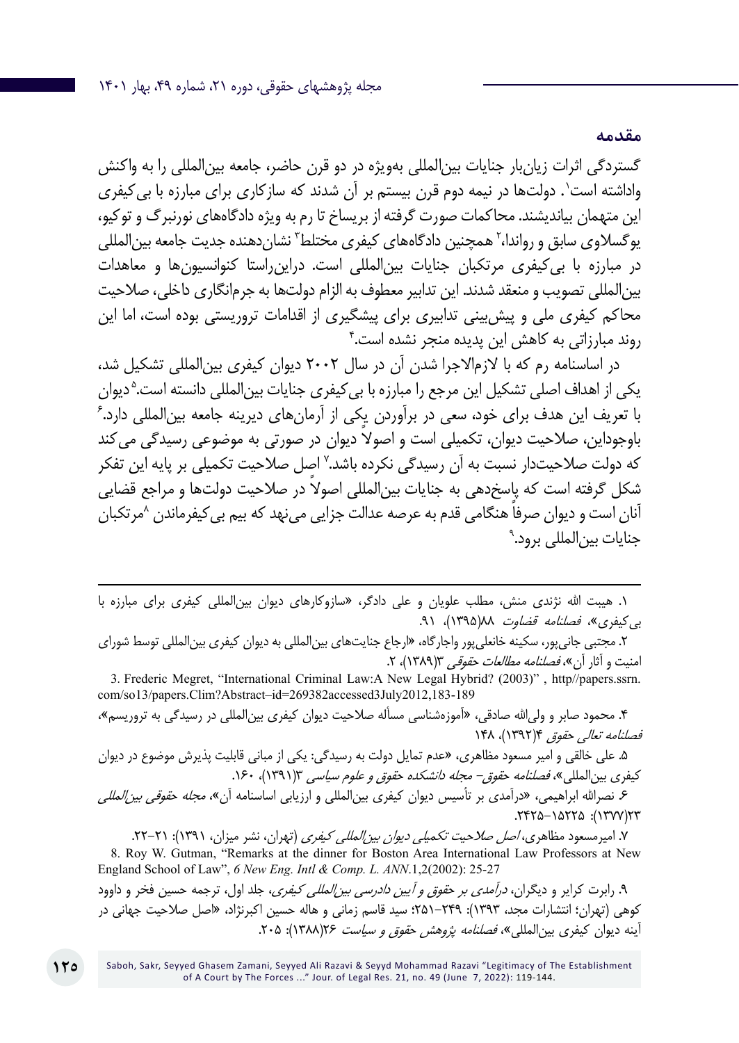## مقدمه

گستردگی اثرات زیان‌بار جنایات بین‌المللی به‌ویژه در دو قرن حاضر، جامعه بین‌المللی را به واکنش واداشته است[1]. دولت‌ها در نیمه دوم قرن بیستم بر آن شدند که سازکاری برای مبارزه با بی‌کیفری این متهمان بیاندیشند. محاکمات صورت گرفته از بریساخ تا رم به ویژه دادگاه‌های نورنبرگ و توکیو، یوگسلاوی سابق و رواندا،[2] همچنین دادگاه‌های کیفری مختلط[3] نشان‌دهنده جدیت جامعه بین‌المللی در مبارزه با بی‌کیفری مرتکبان جنایات بین‌المللی است. دراین‌راستا کنوانسیون‌ها و معاهدات بین‌المللی تصویب و منعقد شدند. این تدابیر معطوف به الزام دولت‌ها به جرم‌انگاری داخلی، صلاحیت محاکم کیفری ملی و پیش‌بینی تدابیری برای پیشگیری از اقدامات تروریستی بوده است، اما این روند مبارزاتی به کاهش این پدیده منجر نشده است.[4]

در اساسنامه رم که با لازم‌الاجرا شدن آن در سال ۲۰۰۲ دیوان کیفری بین‌المللی تشکیل شد، یکی از اهداف اصلی تشکیل این مرجع را مبارزه با بی‌کیفری جنایات بین‌المللی دانسته است.[5] دیوان با تعریف این هدف برای خود، سعی در برآوردن یکی از آرمان‌های دیرینه جامعه بین‌المللی دارد.[6] باوجوداین، صلاحیت دیوان، تکمیلی است و اصولاً دیوان در صورتی به موضوعی رسیدگی می‌کند که دولت صلاحیت‌دار نسبت به آن رسیدگی نکرده باشد.[7] اصل صلاحیت تکمیلی بر پایه این تفکر شکل گرفته است که پاسخ‌دهی به جنایات بین‌المللی اصولاً در صلاحیت دولت‌ها و مراجع قضایی آنان است و دیوان صرفاً هنگامی قدم به عرصه عدالت جزایی می‌نهد که بیم بی‌کیفرماندن[8] مرتکبان جنایات بین‌المللی برود.[9]

---

۱. هیبت الله نژندی منش، مطلب علویان و علی دادگر، «سازوکارهای دیوان بین‌المللی کیفری برای مبارزه با بی‌کیفری»، *فصلنامه قضاوت* ۸۸(۱۳۹۵)، ۹۱.

۲. مجتبی جانی‌پور، سکینه خانعلی‌پور واجارگاه، «ارجاع جنایت‌های بین‌المللی به دیوان کیفری بین‌المللی توسط شورای امنیت و آثار آن»، *فصلنامه مطالعات حقوقی* ۳(۱۳۸۹)، ۲.

3. Frederic Megret, "International Criminal Law:A New Legal Hybrid? (2003)" , http//papers.ssrn.com/so13/papers.Clim?Abstract–id=269382accessed3July2012,183-189

۴. محمود صابر و ولی‌الله صادقی، «آموزه‌شناسی مسأله صلاحیت دیوان کیفری بین‌المللی در رسیدگی به تروریسم»، *فصلنامه تعالی حقوق* ۴(۱۳۹۲)، ۱۴۸

۵. علی خالقی و امیر مسعود مظاهری، «عدم تمایل دولت به رسیدگی: یکی از مبانی قابلیت پذیرش موضوع در دیوان کیفری بین‌المللی»، *فصلنامه حقوق– مجله دانشکده حقوق و علوم سیاسی* ۳(۱۳۹۱)، ۱۶۰.

۶. نصرالله ابراهیمی، «درآمدی بر تأسیس دیوان کیفری بین‌المللی و ارزیابی اساسنامه آن»، *مجله حقوقی بین‌المللی* ۲۳(۱۳۷۷): ۱۵۲۲۵–۲۴۲۵.

۷. امیرمسعود مظاهری، *اصل صلاحیت تکمیلی دیوان بین‌المللی کیفری* (تهران، نشر میزان، ۱۳۹۱): ۲۱–۲۲.

8. Roy W. Gutman, "Remarks at the dinner for Boston Area International Law Professors at New England School of Law", *6 New Eng. Intl & Comp. L. ANN*.1,2(2002): 25-27

۹. رابرت کرایر و دیگران، *درآمدی بر حقوق و آیین دادرسی بین‌المللی کیفری*، جلد اول، ترجمه حسین فخر و داوود کوهی (تهران؛ انتشارات مجد، ۱۳۹۳): ۲۴۹–۲۵۱؛ سید قاسم زمانی و هاله حسین اکبرنژاد، «اصل صلاحیت جهانی در آینه دیوان کیفری بین‌المللی»، *فصلنامه پژوهش حقوق و سیاست* ۲۶(۱۳۸۸): ۲۰۵.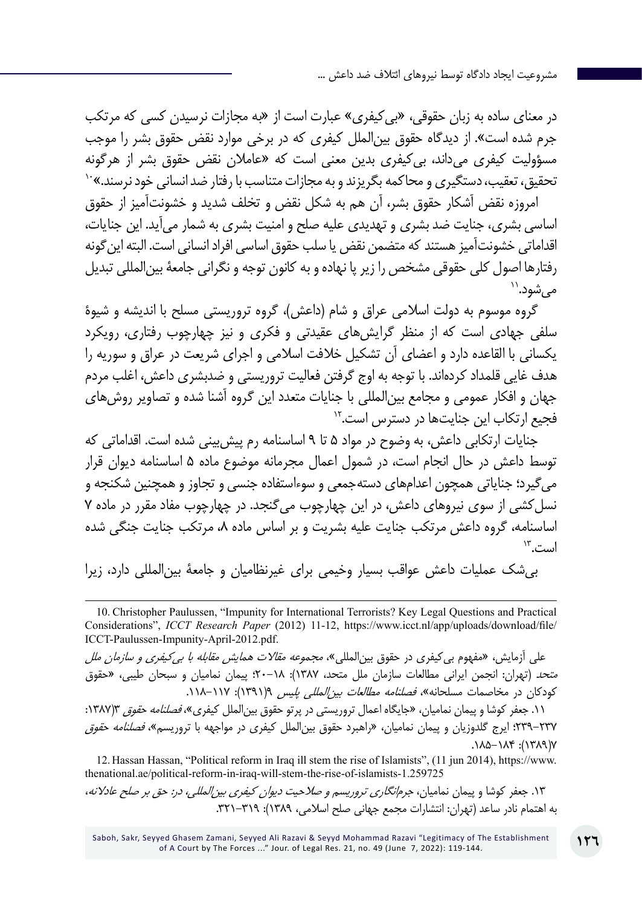در معنای ساده به زبان حقوقی، «بی‌کیفری» عبارت است از «به مجازات نرسیدن کسی که مرتکب جرم شده است». از دیدگاه حقوق بین‌الملل کیفری که در برخی موارد نقض حقوق بشر را موجب مسؤولیت کیفری می‌داند، بی‌کیفری بدین معنی است که «عاملان نقض حقوق بشر از هرگونه تحقیق، تعقیب، دستگیری و محاکمه بگریزند و به مجازات متناسب با رفتار ضد انسانی خود نرسند.»[10]

امروزه نقض آشکار حقوق بشر، آن هم به شکل نقض و تخلف شدید و خشونت‌آمیز از حقوق اساسی بشری، جنایت ضد بشری و تهدیدی علیه صلح و امنیت بشری به شمار می‌آید. این جنایات، اقداماتی خشونت‌آمیز هستند که متضمن نقض یا سلب حقوق اساسی افراد انسانی است. البته این‌گونه رفتارها اصول کلی حقوقی مشخص را زیر پا نهاده و به کانون توجه و نگرانی جامعهٔ بین‌المللی تبدیل می‌شود.[11]

گروه موسوم به دولت اسلامی عراق و شام (داعش)، گروه تروریستی مسلح با اندیشه و شیوهٔ سلفی جهادی است که از منظر گرایش‌های عقیدتی و فکری و نیز چهارچوب رفتاری، رویکرد یکسانی با القاعده دارد و اعضای آن تشکیل خلافت اسلامی و اجرای شریعت در عراق و سوریه را هدف غایی قلمداد کرده‌اند. با توجه به اوج گرفتن فعالیت تروریستی و ضدبشری داعش، اغلب مردم جهان و افکار عمومی و مجامع بین‌المللی با جنایات متعدد این گروه آشنا شده و تصاویر روش‌های فجیع ارتکاب این جنایت‌ها در دسترس است.[12]

جنایات ارتکابی داعش، به وضوح در مواد ۵ تا ۹ اساسنامه رم پیش‌بینی شده است. اقداماتی که توسط داعش در حال انجام است، در شمول اعمال مجرمانه موضوع ماده ۵ اساسنامه دیوان قرار می‌گیرد؛ جنایاتی همچون اعدام‌های دسته‌جمعی و سوءاستفاده جنسی و تجاوز و همچنین شکنجه و نسل‌کشی از سوی نیروهای داعش، در این چهارچوب می‌گنجد. در چهارچوب مفاد مقرر در ماده ۷ اساسنامه، گروه داعش مرتکب جنایت علیه بشریت و بر اساس ماده ۸، مرتکب جنایت جنگی شده است.[13]

بی‌شک عملیات داعش عواقب بسیار وخیمی برای غیرنظامیان و جامعهٔ بین‌المللی دارد، زیرا

---

10. Christopher Paulussen, “Impunity for International Terrorists? Key Legal Questions and Practical Considerations”, *ICCT Research Paper* (2012) 11-12, https://www.icct.nl/app/uploads/download/file/ICCT-Paulussen-Impunity-April-2012.pdf.

علی آزمایش، «مفهوم بی‌کیفری در حقوق بین‌المللی»، *مجموعه مقالات همایش مقابله با بی‌کیفری و سازمان ملل متحد* (تهران: انجمن ایرانی مطالعات سازمان ملل متحد، ۱۳۸۷): ۱۸-۲۰؛ پیمان نمامیان و سبحان طیبی، «حقوق کودکان در مخاصمات مسلحانه»، *فصلنامه مطالعات بین‌المللی پلیس* ۹(۱۳۹۱): ۱۱۷-۱۱۸.

۱۱. جعفر کوشا و پیمان نمامیان، «جایگاه اعمال تروریستی در پرتو حقوق بین‌الملل کیفری»، *فصلنامه حقوق* ۳(۱۳۸۷): ۲۳۷-۲۳۹؛ ایرج گلدوزیان و پیمان نمامیان، «راهبرد حقوق بین‌الملل کیفری در مواجهه با تروریسم»، *فصلنامه حقوق* ۷(۱۳۸۹): ۱۸۴-۱۸۵.

12. Hassan Hassan, “Political reform in Iraq ill stem the rise of Islamists”, (11 jun 2014), https://www.thenational.ae/political-reform-in-iraq-will-stem-the-rise-of-islamists-1.259725

۱۳. جعفر کوشا و پیمان نمامیان، *جرم‌انگاری تروریسم و صلاحیت دیوان کیفری بین‌المللی*، در: *حق بر صلح عادلانه*، به اهتمام نادر ساعد (تهران: انتشارات مجمع جهانی صلح اسلامی، ۱۳۸۹): ۳۱۹-۳۲۱.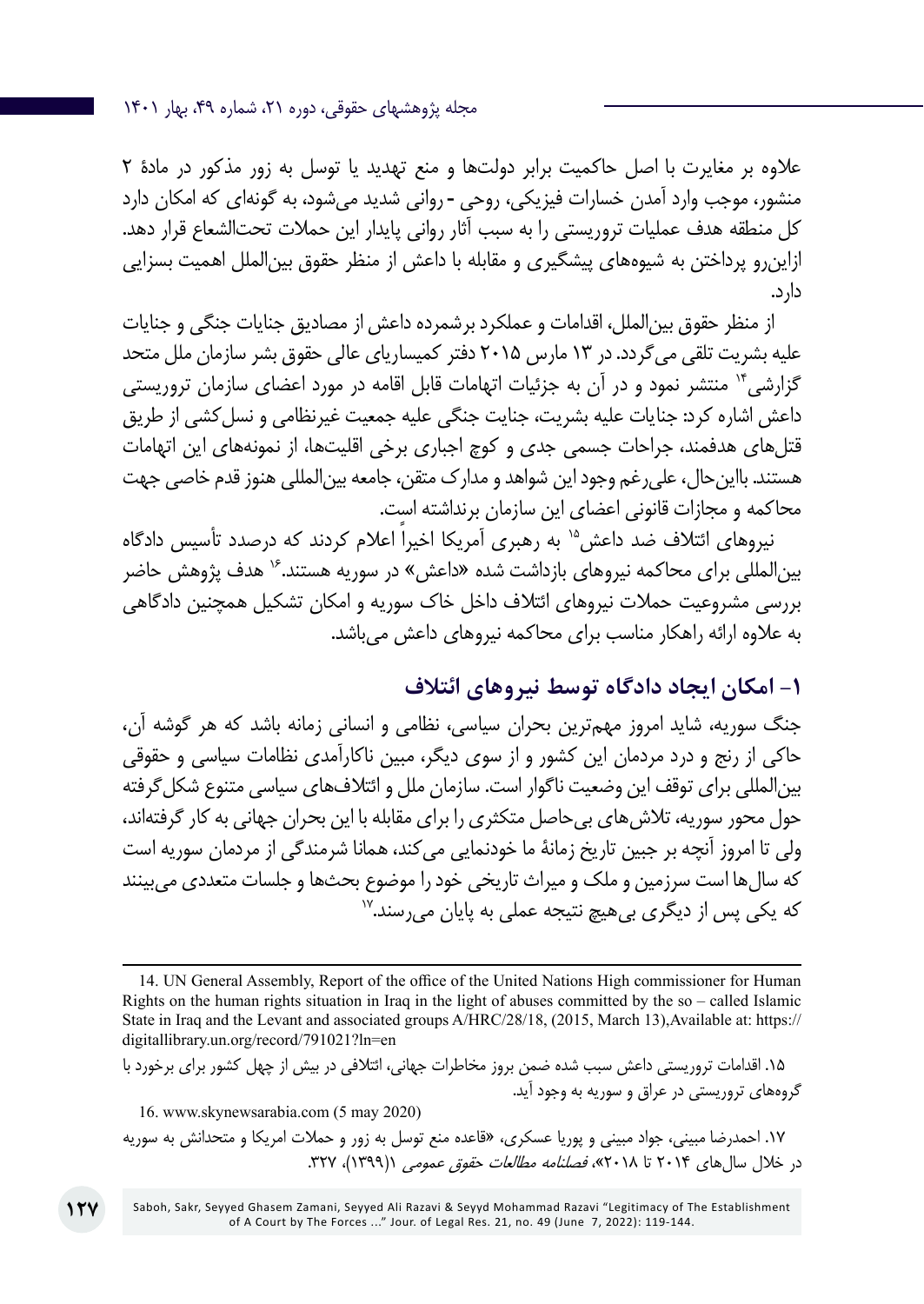علاوه بر مغایرت با اصل حاکمیت برابر دولت‌ها و منع تهدید یا توسل به زور مذکور در مادۀ ۲ منشور، موجب وارد آمدن خسارات فیزیکی، روحی - روانی شدید می‌شود، به گونه‌ای که امکان دارد کل منطقه هدف عملیات تروریستی را به سبب آثار روانی پایدار این حملات تحت‌الشعاع قرار دهد. ازاین‌رو پرداختن به شیوه‌های پیشگیری و مقابله با داعش از منظر حقوق بین‌الملل اهمیت بسزایی دارد.

از منظر حقوق بین‌الملل، اقدامات و عملکرد برشمرده داعش از مصادیق جنایات جنگی و جنایات علیه بشریت تلقی می‌گردد. در ۱۳ مارس ۲۰۱۵ دفتر کمیساریای عالی حقوق بشر سازمان ملل متحد گزارشی[14] منتشر نمود و در آن به جزئیات اتهامات قابل اقامه در مورد اعضای سازمان تروریستی داعش اشاره کرد: جنایات علیه بشریت، جنایت جنگی علیه جمعیت غیرنظامی و نسل‌کشی از طریق قتل‌های هدفمند، جراحات جسمی جدی و کوچ اجباری برخی اقلیت‌ها، از نمونه‌های این اتهامات هستند. بااین‌حال، علی‌رغم وجود این شواهد و مدارک متقن، جامعه بین‌المللی هنوز قدم خاصی جهت محاکمه و مجازات قانونی اعضای این سازمان برنداشته است.

نیروهای ائتلاف ضد داعش[15] به رهبری آمریکا اخیراً اعلام کردند که درصدد تأسیس دادگاه بین‌المللی برای محاکمه نیروهای بازداشت شده «داعش» در سوریه هستند.[16] هدف پژوهش حاضر بررسی مشروعیت حملات نیروهای ائتلاف داخل خاک سوریه و امکان تشکیل همچنین دادگاهی به علاوه ارائه راهکار مناسب برای محاکمه نیروهای داعش می‌باشد.

## ۱- امکان ایجاد دادگاه توسط نیروهای ائتلاف

جنگ سوریه، شاید امروز مهم‌ترین بحران سیاسی، نظامی و انسانی زمانه باشد که هر گوشه آن، حاکی از رنج و درد مردمان این کشور و از سوی دیگر، مبین ناکارآمدی نظامات سیاسی و حقوقی بین‌المللی برای توقف این وضعیت ناگوار است. سازمان ملل و ائتلاف‌های سیاسی متنوع شکل‌گرفته حول محور سوریه، تلاش‌های بی‌حاصل متکثری را برای مقابله با این بحران جهانی به کار گرفته‌اند، ولی تا امروز آنچه بر جبین تاریخ زمانۀ ما خودنمایی می‌کند، همانا شرمندگی از مردمان سوریه است که سال‌ها است سرزمین و ملک و میراث تاریخی خود را موضوع بحث‌ها و جلسات متعددی می‌بینند که یکی پس از دیگری بی‌هیچ نتیجه عملی به پایان می‌رسند.[17]

---

14. UN General Assembly, Report of the office of the United Nations High commissioner for Human Rights on the human rights situation in Iraq in the light of abuses committed by the so – called Islamic State in Iraq and the Levant and associated groups A/HRC/28/18, (2015, March 13),Available at: https://digitallibrary.un.org/record/791021?ln=en

۱۵. اقدامات تروریستی داعش سبب شده ضمن بروز مخاطرات جهانی، ائتلافی در بیش از چهل کشور برای برخورد با گروه‌های تروریستی در عراق و سوریه به وجود آید.

16. www.skynewsarabia.com (5 may 2020)

۱۷. احمدرضا مبینی، جواد مبینی و پوریا عسکری، «قاعده منع توسل به زور و حملات امریکا و متحدانش به سوریه در خلال سال‌های ۲۰۱۴ تا ۲۰۱۸»، *فصلنامه مطالعات حقوق عمومی* ۱(۱۳۹۹)، ۳۲۷.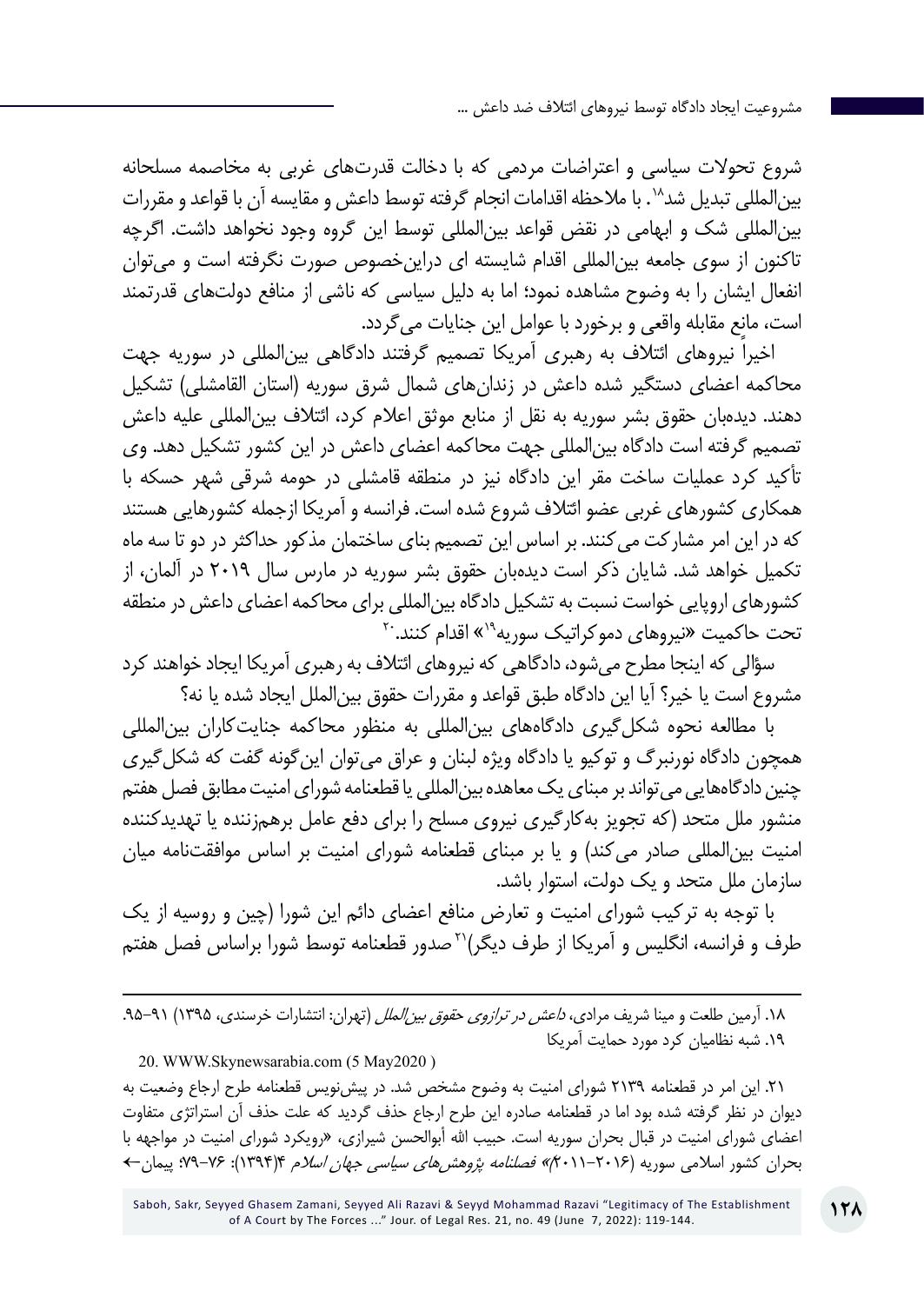شروع تحولات سیاسی و اعتراضات مردمی که با دخالت قدرت‌های غربی به مخاصمه مسلحانه بین‌المللی تبدیل شد[18]. با ملاحظه اقدامات انجام گرفته توسط داعش و مقایسه آن با قواعد و مقررات بین‌المللی شک و ابهامی در نقض قواعد بین‌المللی توسط این گروه وجود نخواهد داشت. اگرچه تاکنون از سوی جامعه بین‌المللی اقدام شایسته ای دراین‌خصوص صورت نگرفته است و می‌توان انفعال ایشان را به وضوح مشاهده نمود؛ اما به دلیل سیاسی که ناشی از منافع دولت‌های قدرتمند است، مانع مقابله واقعی و برخورد با عوامل این جنایات می‌گردد.

اخیراً نیروهای ائتلاف به رهبری آمریکا تصمیم گرفتند دادگاهی بین‌المللی در سوریه جهت محاکمه اعضای دستگیر شده داعش در زندان‌های شمال شرق سوریه (استان القامشلی) تشکیل دهند. دیده‌بان حقوق بشر سوریه به نقل از منابع موثق اعلام کرد، ائتلاف بین‌المللی علیه داعش تصمیم گرفته است دادگاه بین‌المللی جهت محاکمه اعضای داعش در این کشور تشکیل دهد. وی تأکید کرد عملیات ساخت مقر این دادگاه نیز در منطقه قامشلی در حومه شرقی شهر حسکه با همکاری کشورهای غربی عضو ائتلاف شروع شده است. فرانسه و آمریکا ازجمله کشورهایی هستند که در این امر مشارکت می‌کنند. بر اساس این تصمیم بنای ساختمان مذکور حداکثر در دو تا سه ماه تکمیل خواهد شد. شایان ذکر است دیده‌بان حقوق بشر سوریه در مارس سال ۲۰۱۹ در آلمان، از کشورهای اروپایی خواست نسبت به تشکیل دادگاه بین‌المللی برای محاکمه اعضای داعش در منطقه تحت حاکمیت «نیروهای دموکراتیک سوریه[19]» اقدام کنند.[20]

سؤالی که اینجا مطرح می‌شود، دادگاهی که نیروهای ائتلاف به رهبری آمریکا ایجاد خواهند کرد مشروع است یا خیر؟ آیا این دادگاه طبق قواعد و مقررات حقوق بین‌الملل ایجاد شده یا نه؟

با مطالعه نحوه شکل‌گیری دادگاه‌های بین‌المللی به منظور محاکمه جنایت‌کاران بین‌المللی همچون دادگاه نورنبرگ و توکیو یا دادگاه ویژه لبنان و عراق می‌توان این‌گونه گفت که شکل‌گیری چنین دادگاه‌هایی می‌تواند بر مبنای یک معاهده بین‌المللی یا قطعنامه شورای امنیت مطابق فصل هفتم منشور ملل متحد (که تجویز به‌کارگیری نیروی مسلح را برای دفع عامل برهم‌زننده یا تهدیدکننده امنیت بین‌المللی صادر می‌کند) و یا بر مبنای قطعنامه شورای امنیت بر اساس موافقت‌نامه میان سازمان ملل متحد و یک دولت، استوار باشد.

با توجه به ترکیب شورای امنیت و تعارض منافع اعضای دائم این شورا (چین و روسیه از یک طرف و فرانسه، انگلیس و آمریکا از طرف دیگر)[21] صدور قطعنامه توسط شورا براساس فصل هفتم

---

۱۸. آرمین طلعت و مینا شریف مرادی، *داعش در ترازوی حقوق بین‌الملل* (تهران: انتشارات خرسندی، ۱۳۹۵) ۹۱-۹۵.

۱۹. شبه نظامیان کرد مورد حمایت آمریکا

20. WWW.Skynewsarabia.com (5 May2020 )

۲۱. این امر در قطعنامه ۲۱۳۹ شورای امنیت به وضوح مشخص شد. در پیش‌نویس قطعنامه طرح ارجاع وضعیت به دیوان در نظر گرفته شده بود اما در قطعنامه صادره این طرح ارجاع حذف گردید که علت حذف آن استراتژی متفاوت اعضای شورای امنیت در قبال بحران سوریه است. حبیب الله أبوالحسن شیرازی، «رویکرد شورای امنیت در مواجهه با بحران کشور اسلامی سوریه (۲۰۱۶-۲۰۱۱م)» *فصلنامه پژوهش‌های سیاسی جهان اسلام* ۴(۱۳۹۴): ۷۶-۷۹؛ پیمان←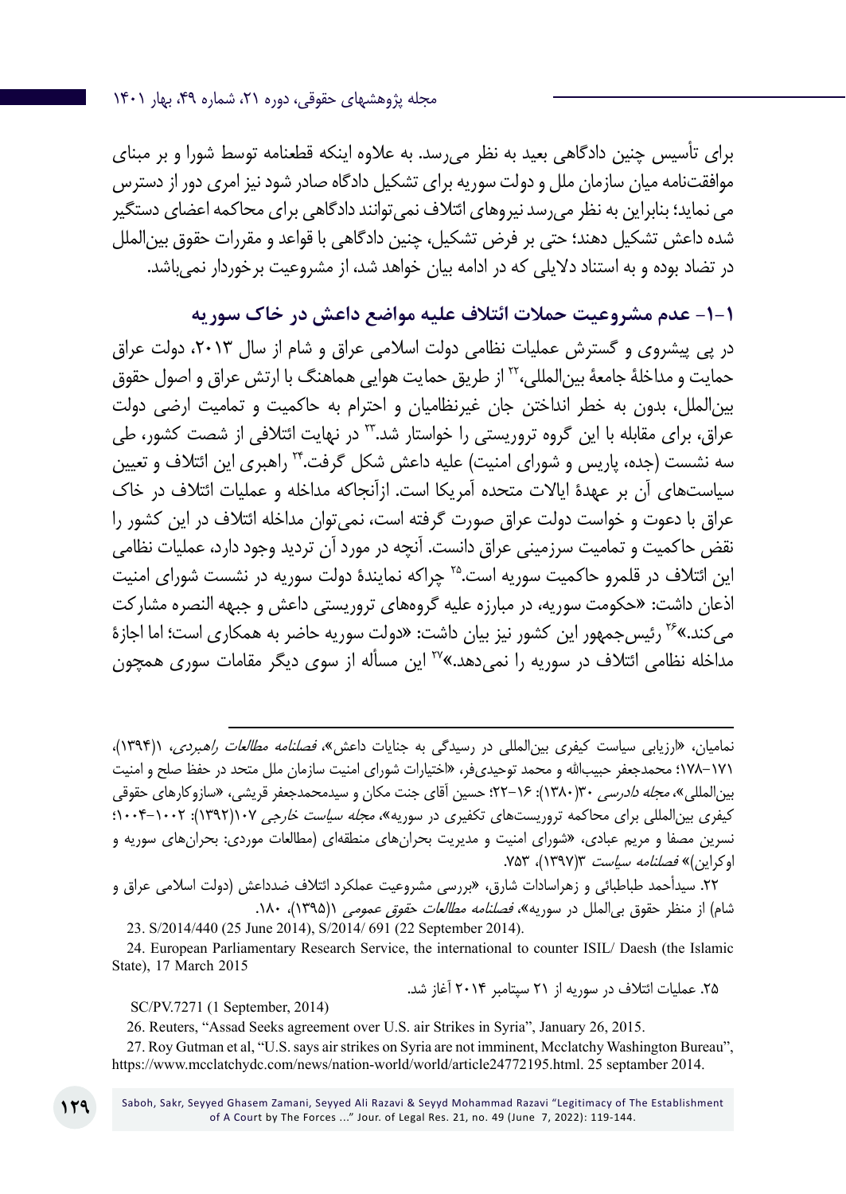برای تأسیس چنین دادگاهی بعید به نظر می‌رسد. به علاوه اینکه قطعنامه توسط شورا و بر مبنای موافقت‌نامه میان سازمان ملل و دولت سوریه برای تشکیل دادگاه صادر شود نیز امری دور از دسترس می نماید؛ بنابراین به نظر می‌رسد نیروهای ائتلاف نمی‌توانند دادگاهی برای محاکمه اعضای دستگیر شده داعش تشکیل دهند؛ حتی بر فرض تشکیل، چنین دادگاهی با قواعد و مقررات حقوق بین‌الملل در تضاد بوده و به استناد دلایلی که در ادامه بیان خواهد شد، از مشروعیت برخوردار نمی‌باشد.

### ۱-۱- عدم مشروعیت حملات ائتلاف علیه مواضع داعش در خاک سوریه

در پی پیشروی و گسترش عملیات نظامی دولت اسلامی عراق و شام از سال ۲۰۱۳، دولت عراق حمایت و مداخلۀ جامعۀ بین‌المللی،[۲۲] از طریق حمایت هوایی هماهنگ با ارتش عراق و اصول حقوق بین‌الملل، بدون به خطر انداختن جان غیرنظامیان و احترام به حاکمیت و تمامیت ارضی دولت عراق، برای مقابله با این گروه تروریستی را خواستار شد.[۲۳] در نهایت ائتلافی از شصت کشور، طی سه نشست (جده، پاریس و شورای امنیت) علیه داعش شکل گرفت.[۲۴] راهبری این ائتلاف و تعیین سیاست‌های آن بر عهدۀ ایالات متحده آمریکا است. ازآنجاکه مداخله و عملیات ائتلاف در خاک عراق با دعوت و خواست دولت عراق صورت گرفته است، نمی‌توان مداخله ائتلاف در این کشور را نقض حاکمیت و تمامیت سرزمینی عراق دانست. آنچه در مورد آن تردید وجود دارد، عملیات نظامی این ائتلاف در قلمرو حاکمیت سوریه است.[۲۵] چراکه نمایندۀ دولت سوریه در نشست شورای امنیت اذعان داشت: «حکومت سوریه، در مبارزه علیه گروه‌های تروریستی داعش و جبهه النصره مشارکت می‌کند.»[۲۶] رئیس‌جمهور این کشور نیز بیان داشت: «دولت سوریه حاضر به همکاری است؛ اما اجازۀ مداخله نظامی ائتلاف در سوریه را نمی‌دهد.»[۲۷] این مسأله از سوی دیگر مقامات سوری همچون

---

نامیان، «ارزیابی سیاست کیفری بین‌المللی در رسیدگی به جنایات داعش»، *فصلنامه مطالعات راهبردی*، ۱(۱۳۹۴)، ۱۷۱-۱۷۸؛ محمدجعفر حبیب‌الله و محمد توحیدی‌فر، «اختیارات شورای امنیت سازمان ملل متحد در حفظ صلح و امنیت بین‌المللی»، *مجله دادرسی* ۳۰(۱۳۸۰): ۱۶-۲۲؛ حسین آقای جنت مکان و سیدمحمدجعفر قریشی، «سازوکارهای حقوقی کیفری بین‌المللی برای محاکمه تروریست‌های تکفیری در سوریه»، *مجله سیاست خارجی* ۱۰۷(۱۳۹۲): ۱۰۰۲-۱۰۰۴؛ نسرین مصفا و مریم عبادی، «شورای امنیت و مدیریت بحران‌های منطقه‌ای (مطالعات موردی: بحران‌های سوریه و اوکراین)» *فصلنامه سیاست* ۳(۱۳۹۷)، ۷۵۳.

۲۲. سیدأحمد طباطبائی و زهراسادات شارق، «بررسی مشروعیت عملکرد ائتلاف ضدداعش (دولت اسلامی عراق و شام) از منظر حقوق بی‌الملل در سوریه»، *فصلنامه مطالعات حقوق عمومی* ۱(۱۳۹۵)، ۱۸۰.

23. S/2014/440 (25 June 2014), S/2014/ 691 (22 September 2014).

24. European Parliamentary Research Service, the international to counter ISIL/ Daesh (the Islamic State), 17 March 2015

۲۵. عملیات ائتلاف در سوریه از ۲۱ سپتامبر ۲۰۱۴ آغاز شد.

SC/PV.7271 (1 September, 2014)

26. Reuters, "Assad Seeks agreement over U.S. air Strikes in Syria", January 26, 2015.

27. Roy Gutman et al, "U.S. says air strikes on Syria are not imminent, Mcclatchy Washington Bureau", https://www.mcclatchydc.com/news/nation-world/world/article24772195.html. 25 septamber 2014.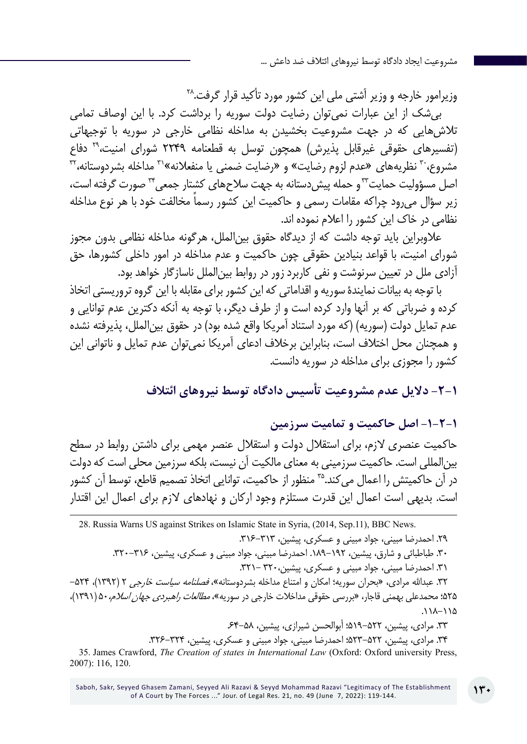وزیرامور خارجه و وزیر آشتی ملی این کشور مورد تأکید قرار گرفت.[۲۸]

بی‌شک از این عبارات نمی‌توان رضایت دولت سوریه را برداشت کرد. با این اوصاف تمامی تلاش‌هایی که در جهت مشروعیت بخشیدن به مداخله نظامی خارجی در سوریه با توجیهاتی (تفسیرهای حقوقی غیرقابل پذیرش) همچون توسل به قطعنامه ۲۲۴۹ شورای امنیت،[۲۹] دفاع مشروع،[۳۰] نظریه‌های «عدم لزوم رضایت» و «رضایت ضمنی یا منفعلانه»[۳۱] مداخله بشردوستانه،[۳۲] اصل مسؤولیت حمایت[۳۳] و حمله پیش‌دستانه به جهت سلاح‌های کشتار جمعی[۳۴] صورت گرفته است، زیر سؤال می‌رود چراکه مقامات رسمی و حاکمیت این کشور رسماً مخالفت خود با هر نوع مداخله نظامی در خاک این کشور را اعلام نموده اند.

علاوبراین باید توجه داشت که از دیدگاه حقوق بین‌الملل، هرگونه مداخله نظامی بدون مجوز شورای امنیت، با قواعد بنیادین حقوقی چون حاکمیت و عدم مداخله در امور داخلی کشورها، حق آزادی ملل در تعیین سرنوشت و نفی کاربرد زور در روابط بین‌الملل ناسازگار خواهد بود.

با توجه به بیانات نمایندهٔ سوریه و اقداماتی که این کشور برای مقابله با این گروه تروریستی اتخاذ کرده و ضرباتی که بر آنها وارد کرده است و از طرف دیگر، با توجه به آنکه دکترین عدم توانایی و عدم تمایل دولت (سوریه) (که مورد استناد آمریکا واقع شده بود) در حقوق بین‌الملل، پذیرفته نشده و همچنان محل اختلاف است، بنابراین برخلاف ادعای آمریکا نمی‌توان عدم تمایل و ناتوانی این کشور را مجوزی برای مداخله در سوریه دانست.

## ۱-۲- دلایل عدم مشروعیت تأسیس دادگاه توسط نیروهای ائتلاف

### ۱-۲-۱- اصل حاکمیت و تمامیت سرزمین

حاکمیت عنصری لازم، برای استقلال دولت و استقلال عنصر مهمی برای داشتن روابط در سطح بین‌المللی است. حاکمیت سرزمینی به معنای مالکیت آن نیست، بلکه سرزمین محلی است که دولت در آن حاکمیتش را اعمال می‌کند.[۳۵] منظور از حاکمیت، توانایی اتخاذ تصمیم قاطع، توسط آن کشور است. بدیهی است اعمال این قدرت مستلزم وجود ارکان و نهادهای لازم برای اعمال این اقتدار

---

28. Russia Warns US against Strikes on Islamic State in Syria, (2014, Sep.11), BBC News.

۲۹. احمدرضا مبینی، جواد مبینی و عسکری، پیشین، ۳۱۳-۳۱۶.

۳۰. طباطبائی و شارق، پیشین، ۱۹۲-۱۸۹. احمدرضا مبینی، جواد مبینی و عسکری، پیشین، ۳۱۶-۳۲۰.

۳۱. احمدرضا مبینی، جواد مبینی و عسکری، پیشین،۳۲۰ -۳۲۱.

۳۲. عبدالله مرادی، «بحران سوریه؛ امکان و امتناع مداخله بشردوستانه»، *فصلنامه سیاست خارجی* ۲ (۱۳۹۲)، ۵۲۴-۵۲۵؛ محمدعلی بهمنی قاجار، «بررسی حقوقی مداخلات خارجی در سوریه»، *مطالعات راهبردی جهان اسلام*، ۵۰ (۱۳۹۱)، ۱۱۵-۱۱۸.

۳۳. مرادی، پیشین، ۵۲۲-۵۱۹؛ أبوالحسن شیرازی، پیشین، ۵۸-۶۴.

۳۴. مرادی، پیشین، ۵۲۲-۵۲۳؛ احمدرضا مبینی، جواد مبینی و عسکری، پیشین، ۳۲۴-۳۲۶.

35. James Crawford, *The Creation of states in International Law* (Oxford: Oxford university Press, 2007): 116, 120.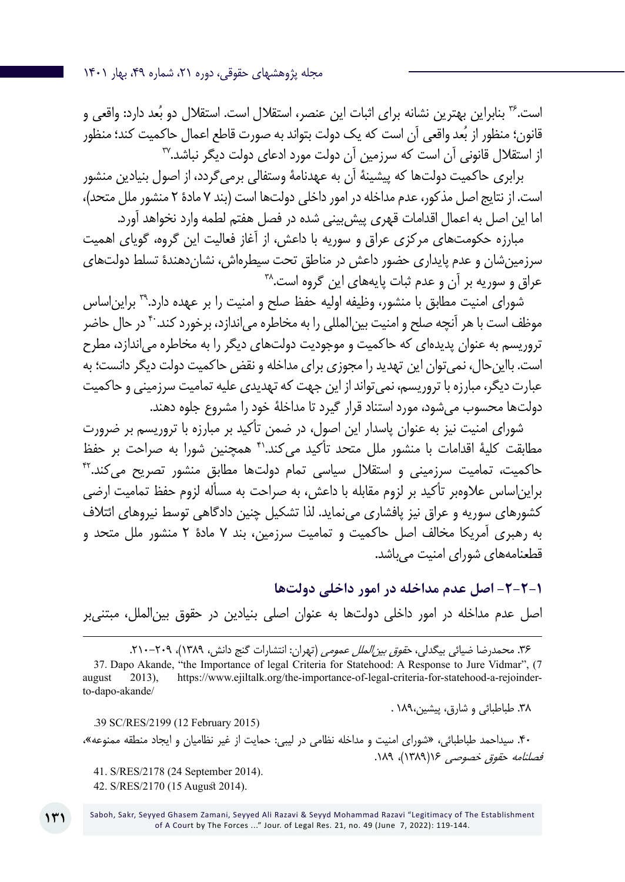است.[36] بنابراین بهترین نشانه برای اثبات این عنصر، استقلال است. استقلال دو بُعد دارد: واقعی و قانون؛ منظور از بُعد واقعی آن است که یک دولت بتواند به صورت قاطع اعمال حاکمیت کند؛ منظور از استقلال قانونی آن است که سرزمین آن دولت مورد ادعای دولت دیگر نباشد.[37]

برابری حاکمیت دولت‌ها که پیشینهٔ آن به عهدنامهٔ وستفالی برمی‌گردد، از اصول بنیادین منشور است. از نتایج اصل مذکور، عدم مداخله در امور داخلی دولت‌ها است (بند ۷ مادهٔ ۲ منشور ملل متحد)، اما این اصل به اعمال اقدامات قهری پیش‌بینی شده در فصل هفتم لطمه وارد نخواهد آورد.

مبارزه حکومت‌های مرکزی عراق و سوریه با داعش، از آغاز فعالیت این گروه، گویای اهمیت سرزمین‌شان و عدم پایداری حضور داعش در مناطق تحت سیطره‌اش، نشان‌دهندهٔ تسلط دولت‌های عراق و سوریه بر آن و عدم ثبات پایه‌های این گروه است.[38]

شورای امنیت مطابق با منشور، وظیفه اولیه حفظ صلح و امنیت را بر عهده دارد.[39] براین‌اساس موظف است با هر آنچه صلح و امنیت بین‌المللی را به مخاطره می‌اندازد، برخورد کند.[40] در حال حاضر تروریسم به عنوان پدیده‌ای که حاکمیت و موجودیت دولت‌های دیگر را به مخاطره می‌اندازد، مطرح است. بااین‌حال، نمی‌توان این تهدید را مجوزی برای مداخله و نقض حاکمیت دولت دیگر دانست؛ به عبارت دیگر، مبارزه با تروریسم، نمی‌تواند از این جهت که تهدیدی علیه تمامیت سرزمینی و حاکمیت دولت‌ها محسوب می‌شود، مورد استناد قرار گیرد تا مداخلهٔ خود را مشروع جلوه دهند.

شورای امنیت نیز به عنوان پاسدار این اصول، در ضمن تأکید بر مبارزه با تروریسم بر ضرورت مطابقت کلیهٔ اقدامات با منشور ملل متحد تأکید می‌کند.[41] همچنین شورا به صراحت بر حفظ حاکمیت، تمامیت سرزمینی و استقلال سیاسی تمام دولت‌ها مطابق منشور تصریح می‌کند.[42] براین‌اساس علاوه‌بر تأکید بر لزوم مقابله با داعش، به صراحت به مسأله لزوم حفظ تمامیت ارضی کشورهای سوریه و عراق نیز پافشاری می‌نماید. لذا تشکیل چنین دادگاهی توسط نیروهای ائتلاف به رهبری آمریکا مخالف اصل حاکمیت و تمامیت سرزمین، بند ۷ مادهٔ ۲ منشور ملل متحد و قطعنامه‌های شورای امنیت می‌باشد.

### ۱-۲-۲- اصل عدم مداخله در امور داخلی دولت‌ها

اصل عدم مداخله در امور داخلی دولت‌ها به عنوان اصلی بنیادین در حقوق بین‌الملل، مبتنی‌بر

---

۳۶. محمدرضا ضیائی بیگدلی، *حقوق بین‌الملل عمومی* (تهران: انتشارات گنج دانش، ۱۳۸۹)، ۲۰۹-۲۱۰.

37. Dapo Akande, "the Importance of legal Criteria for Statehood: A Response to Jure Vidmar", (7 august 2013), https://www.ejiltalk.org/the-importance-of-legal-criteria-for-statehood-a-rejoinder-to-dapo-akande/

۳۸. طباطبائی و شارق، پیشین، ۱۸۹.

39. SC/RES/2199 (12 February 2015)

۴۰. سیداحمد طباطبائی، «شورای امنیت و مداخله نظامی در لیبی: حمایت از غیر نظامیان و ایجاد منطقه ممنوعه»، *فصلنامه حقوق خصوصی* ۱۶(۱۳۸۹)، ۱۸۹.

41. S/RES/2178 (24 September 2014).

42. S/RES/2170 (15 August 2014).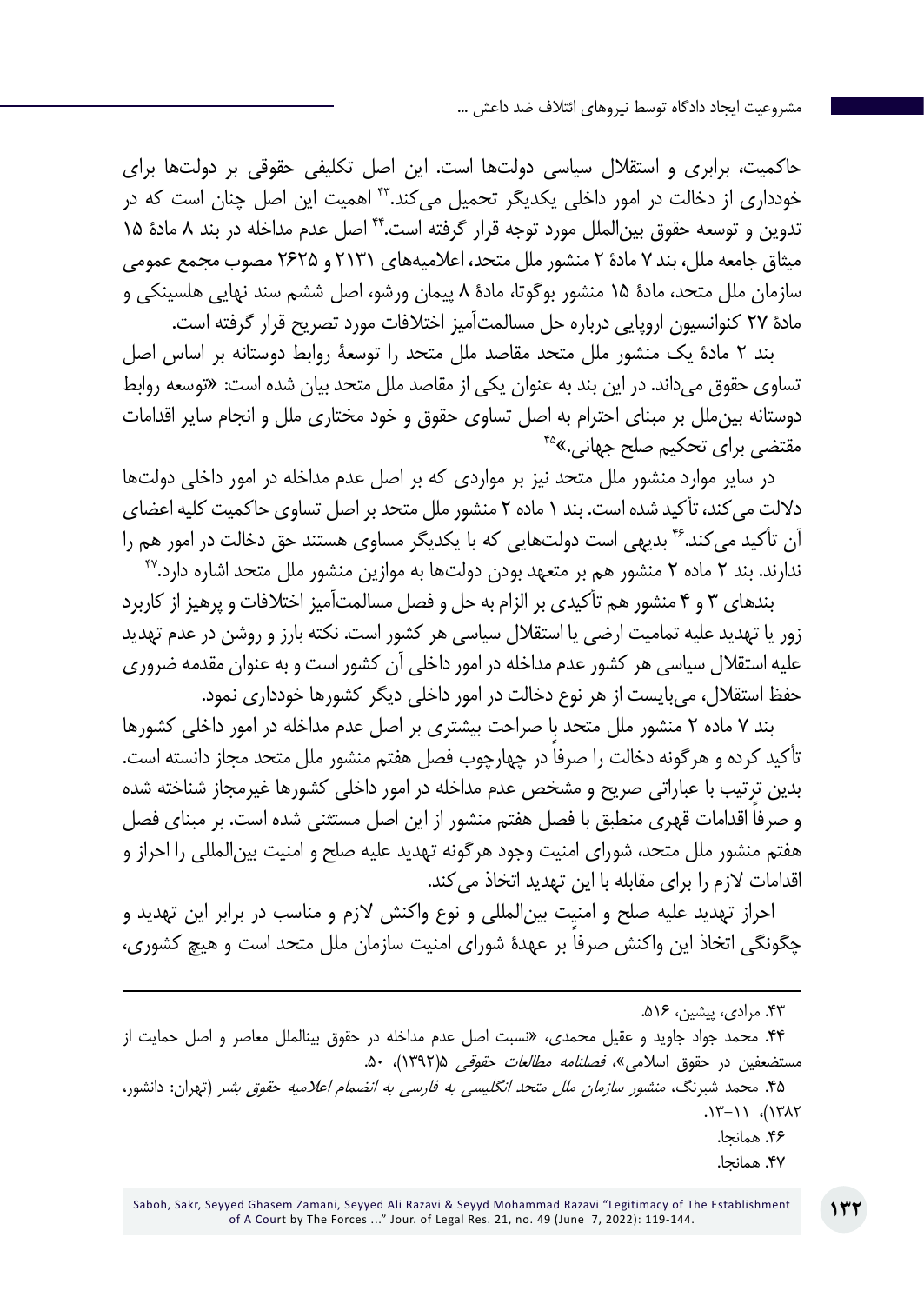حاکمیت، برابری و استقلال سیاسی دولت‌ها است. این اصل تکلیفی حقوقی بر دولت‌ها برای خودداری از دخالت در امور داخلی یکدیگر تحمیل می‌کند.[۴۳] اهمیت این اصل چنان است که در تدوین و توسعه حقوق بین‌الملل مورد توجه قرار گرفته است.[۴۴] اصل عدم مداخله در بند ۸ مادهٔ ۱۵ میثاق جامعه ملل، بند ۷ مادهٔ ۲ منشور ملل متحد، اعلامیه‌های ۲۱۳۱ و ۲۶۲۵ مصوب مجمع عمومی سازمان ملل متحد، مادهٔ ۱۵ منشور بوگوتا، مادهٔ ۸ پیمان ورشو، اصل ششم سند نهایی هلسینکی و مادهٔ ۲۷ کنوانسیون اروپایی درباره حل مسالمت‌آمیز اختلافات مورد تصریح قرار گرفته است.

بند ۲ مادهٔ یک منشور ملل متحد مقاصد ملل متحد را توسعهٔ روابط دوستانه بر اساس اصل تساوی حقوق می‌داند. در این بند به عنوان یکی از مقاصد ملل متحد بیان شده است: «توسعه روابط دوستانه بین‌ملل بر مبنای احترام به اصل تساوی حقوق و خود مختاری ملل و انجام سایر اقدامات مقتضی برای تحکیم صلح جهانی.»[۴۵]

در سایر موارد منشور ملل متحد نیز بر مواردی که بر اصل عدم مداخله در امور داخلی دولت‌ها دلالت می‌کند، تأکید شده است. بند ۱ ماده ۲ منشور ملل متحد بر اصل تساوی حاکمیت کلیه اعضای آن تأکید می‌کند.[۴۶] بدیهی است دولت‌هایی که با یکدیگر مساوی هستند حق دخالت در امور هم را ندارند. بند ۲ ماده ۲ منشور هم بر متعهد بودن دولت‌ها به موازین منشور ملل متحد اشاره دارد.[۴۷]

بندهای ۳ و ۴ منشور هم تأکیدی بر الزام به حل و فصل مسالمت‌آمیز اختلافات و پرهیز از کاربرد زور یا تهدید علیه تمامیت ارضی یا استقلال سیاسی هر کشور است. نکته بارز و روشن در عدم تهدید علیه استقلال سیاسی هر کشور عدم مداخله در امور داخلی آن کشور است و به عنوان مقدمه ضروری حفظ استقلال، می‌بایست از هر نوع دخالت در امور داخلی دیگر کشورها خودداری نمود.

بند ۷ ماده ۲ منشور ملل متحد با صراحت بیشتری بر اصل عدم مداخله در امور داخلی کشورها تأکید کرده و هرگونه دخالت را صرفاً در چهارچوب فصل هفتم منشور ملل متحد مجاز دانسته است. بدین ترتیب با عباراتی صریح و مشخص عدم مداخله در امور داخلی کشورها غیرمجاز شناخته شده و صرفاً اقدامات قهری منطبق با فصل هفتم منشور از این اصل مستثنی شده است. بر مبنای فصل هفتم منشور ملل متحد، شورای امنیت وجود هرگونه تهدید علیه صلح و امنیت بین‌المللی را احراز و اقدامات لازم را برای مقابله با این تهدید اتخاذ می‌کند.

احراز تهدید علیه صلح و امنیت بین‌المللی و نوع واکنش لازم و مناسب در برابر این تهدید و چگونگی اتخاذ این واکنش صرفاً بر عهدهٔ شورای امنیت سازمان ملل متحد است و هیچ کشوری،

---

۴۳. مرادی، پیشین، ۵۱۶.

۴۴. محمد جواد جاوید و عقیل محمدی، «نسبت اصل عدم مداخله در حقوق بینالملل معاصر و اصل حمایت از مستضعفین در حقوق اسلامی»، *فصلنامه مطالعات حقوقی* ۵(۱۳۹۲)، ۵۰.

۴۵. محمد شبرنگ، *منشور سازمان ملل متحد انگلیسی به فارسی به انضمام اعلامیه حقوق بشر* (تهران: دانشور، ۱۳۸۲)، ۱۱-۱۳.

۴۶. همانجا.

۴۷. همانجا.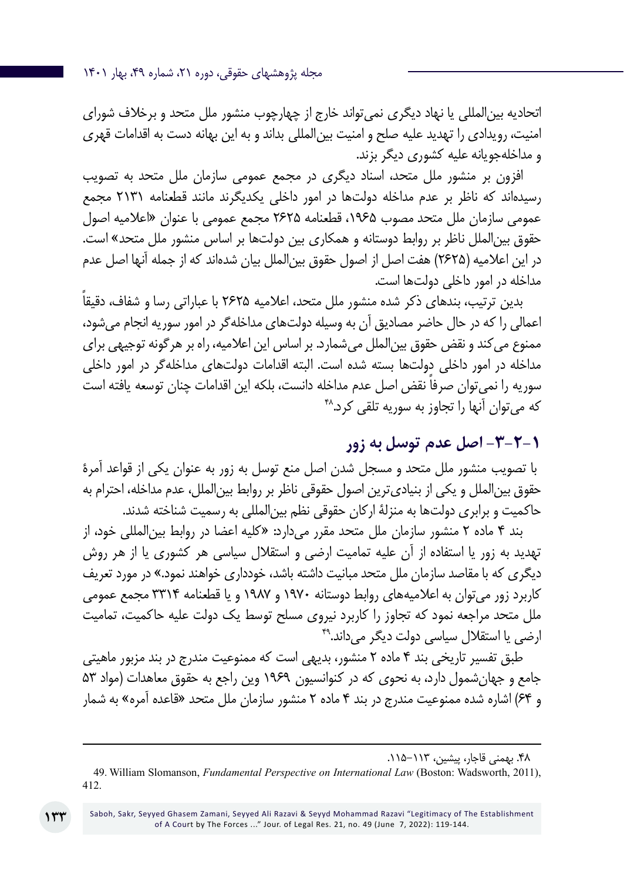اتحادیه بین‌المللی یا نهاد دیگری نمی‌تواند خارج از چهارچوب منشور ملل متحد و برخلاف شورای امنیت، رویدادی را تهدید علیه صلح و امنیت بین‌المللی بداند و به این بهانه دست به اقدامات قهری و مداخله‌جویانه علیه کشوری دیگر بزند.

افزون بر منشور ملل متحد، اسناد دیگری در مجمع عمومی سازمان ملل متحد به تصویب رسیده‌اند که ناظر بر عدم مداخله دولت‌ها در امور داخلی یکدیگرند مانند قطعنامه ۲۱۳۱ مجمع عمومی سازمان ملل متحد مصوب ۱۹۶۵، قطعنامه ۲۶۲۵ مجمع عمومی با عنوان «اعلامیه اصول حقوق بین‌الملل ناظر بر روابط دوستانه و همکاری بین دولت‌ها بر اساس منشور ملل متحد» است. در این اعلامیه (۲۶۲۵) هفت اصل از اصول حقوق بین‌الملل بیان شده‌اند که از جمله آنها اصل عدم مداخله در امور داخلی دولت‌ها است.

بدین ترتیب، بندهای ذکر شده منشور ملل متحد، اعلامیه ۲۶۲۵ با عباراتی رسا و شفاف، دقیقاً اعمالی را که در حال حاضر مصادیق آن به وسیله دولت‌های مداخله‌گر در امور سوریه انجام می‌شود، ممنوع می‌کند و نقض حقوق بین‌الملل می‌شمارد. بر اساس این اعلامیه، راه بر هرگونه توجیهی برای مداخله در امور داخلی دولت‌ها بسته شده است. البته اقدامات دولت‌های مداخله‌گر در امور داخلی سوریه را نمی‌توان صرفاً نقض اصل عدم مداخله دانست، بلکه این اقدامات چنان توسعه یافته است که می‌توان آنها را تجاوز به سوریه تلقی کرد.[۴۸]

## ۱-۲-۳- اصل عدم توسل به زور

با تصویب منشور ملل متحد و مسجل شدن اصل منع توسل به زور به عنوان یکی از قواعد آمرۀ حقوق بین‌الملل و یکی از بنیادی‌ترین اصول حقوقی ناظر بر روابط بین‌الملل، عدم مداخله، احترام به حاکمیت و برابری دولت‌ها به منزلۀ ارکان حقوقی نظم بین‌المللی به رسمیت شناخته شدند.

بند ۴ ماده ۲ منشور سازمان ملل متحد مقرر می‌دارد: «کلیه اعضا در روابط بین‌المللی خود، از تهدید به زور یا استفاده از آن علیه تمامیت ارضی و استقلال سیاسی هر کشوری یا از هر روش دیگری که با مقاصد سازمان ملل متحد مباینت داشته باشد، خودداری خواهند نمود.» در مورد تعریف کاربرد زور می‌توان به اعلامیه‌های روابط دوستانه ۱۹۷۰ و ۱۹۸۷ و یا قطعنامه ۳۳۱۴ مجمع عمومی ملل متحد مراجعه نمود که تجاوز را کاربرد نیروی مسلح توسط یک دولت علیه حاکمیت، تمامیت ارضی یا استقلال سیاسی دولت دیگر می‌داند.[۴۹]

طبق تفسیر تاریخی بند ۴ ماده ۲ منشور، بدیهی است که ممنوعیت مندرج در بند مزبور ماهیتی جامع و جهان‌شمول دارد، به نحوی که در کنوانسیون ۱۹۶۹ وین راجع به حقوق معاهدات (مواد ۵۳ و ۶۴) اشاره شده ممنوعیت مندرج در بند ۴ ماده ۲ منشور سازمان ملل متحد «قاعده آمره» به شمار

---

۴۸. بهمنی قاجار، پیشین، ۱۱۳-۱۱۵.

49. William Slomanson, *Fundamental Perspective on International Law* (Boston: Wadsworth, 2011), 412.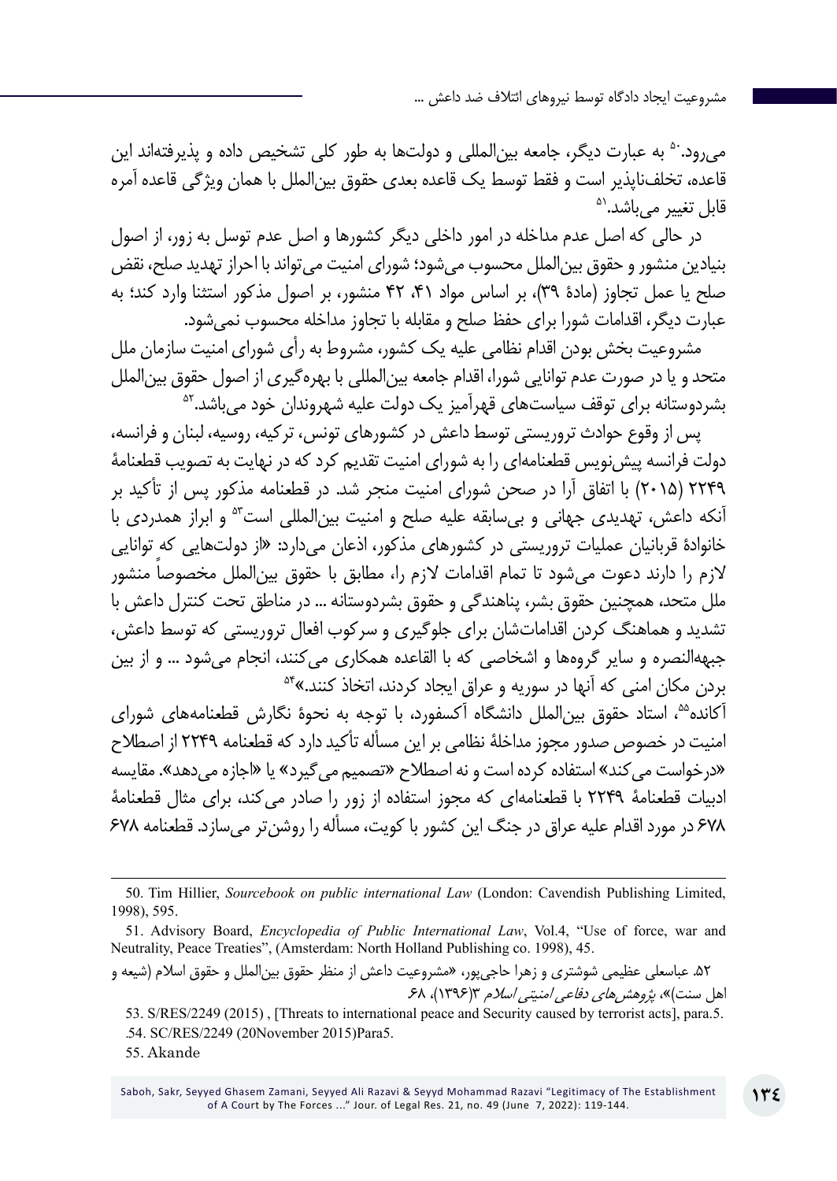می‌رود.[50] به عبارت دیگر، جامعه بین‌المللی و دولت‌ها به طور کلی تشخیص داده و پذیرفته‌اند این قاعده، تخلف‌ناپذیر است و فقط توسط یک قاعده بعدی حقوق بین‌الملل با همان ویژگی قاعده آمره قابل تغییر می‌باشد.[51]

در حالی که اصل عدم مداخله در امور داخلی دیگر کشورها و اصل عدم توسل به زور، از اصول بنیادین منشور و حقوق بین‌الملل محسوب می‌شود؛ شورای امنیت می‌تواند با احراز تهدید صلح، نقض صلح یا عمل تجاوز (مادهٔ ۳۹)، بر اساس مواد ۴۱، ۴۲ منشور، بر اصول مذکور استثنا وارد کند؛ به عبارت دیگر، اقدامات شورا برای حفظ صلح و مقابله با تجاوز مداخله محسوب نمی‌شود.

مشروعیت بخش بودن اقدام نظامی علیه یک کشور، مشروط به رأی شورای امنیت سازمان ملل متحد و یا در صورت عدم توانایی شورا، اقدام جامعه بین‌المللی با بهره‌گیری از اصول حقوق بین‌الملل بشردوستانه برای توقف سیاست‌های قهرآمیز یک دولت علیه شهروندان خود می‌باشد.[52]

پس از وقوع حوادث تروریستی توسط داعش در کشورهای تونس، ترکیه، روسیه، لبنان و فرانسه، دولت فرانسه پیش‌نویس قطعنامه‌ای را به شورای امنیت تقدیم کرد که در نهایت به تصویب قطعنامهٔ ۲۲۴۹ (۲۰۱۵) با اتفاق آرا در صحن شورای امنیت منجر شد. در قطعنامه مذکور پس از تأکید بر آنکه داعش، تهدیدی جهانی و بی‌سابقه علیه صلح و امنیت بین‌المللی است[53] و ابراز همدردی با خانوادهٔ قربانیان عملیات تروریستی در کشورهای مذکور، اذعان می‌دارد: «از دولت‌هایی که توانایی لازم را دارند دعوت می‌شود تا تمام اقدامات لازم را، مطابق با حقوق بین‌الملل مخصوصاً منشور ملل متحد، همچنین حقوق بشر، پناهندگی و حقوق بشردوستانه ... در مناطق تحت کنترل داعش با تشدید و هماهنگ کردن اقداماتشان برای جلوگیری و سرکوب افعال تروریستی که توسط داعش، جبهه‌النصره و سایر گروه‌ها و اشخاصی که با القاعده همکاری می‌کنند، انجام می‌شود ... و از بین بردن مکان امنی که آنها در سوریه و عراق ایجاد کردند، اتخاذ کنند.»[54]

آکانده[55]، استاد حقوق بین‌الملل دانشگاه آکسفورد، با توجه به نحوهٔ نگارش قطعنامه‌های شورای امنیت در خصوص صدور مجوز مداخلهٔ نظامی بر این مسأله تأکید دارد که قطعنامه ۲۲۴۹ از اصطلاح «درخواست می‌کند» استفاده کرده است و نه اصطلاح «تصمیم می‌گیرد» یا «اجازه می‌دهد». مقایسه ادبیات قطعنامهٔ ۲۲۴۹ با قطعنامه‌ای که مجوز استفاده از زور را صادر می‌کند، برای مثال قطعنامهٔ ۶۷۸ در مورد اقدام علیه عراق در جنگ این کشور با کویت، مسأله را روشن‌تر می‌سازد. قطعنامه ۶۷۸

---

50. Tim Hillier, *Sourcebook on public international Law* (London: Cavendish Publishing Limited, 1998), 595.

51. Advisory Board, *Encyclopedia of Public International Law*, Vol.4, "Use of force, war and Neutrality, Peace Treaties", (Amsterdam: North Holland Publishing co. 1998), 45.

۵۲. عباسعلی عظیمی شوشتری و زهرا حاجی‌پور، «مشروعیت داعش از منظر حقوق بین‌الملل و حقوق اسلام (شیعه و اهل سنت)»، *پژوهش‌های دفاعی امنیتی اسلام* ۳(۱۳۹۶)، ۶۸.

53. S/RES/2249 (2015) , [Threats to international peace and Security caused by terrorist acts], para.5.

54. SC/RES/2249 (20November 2015)Para5.

55. Akande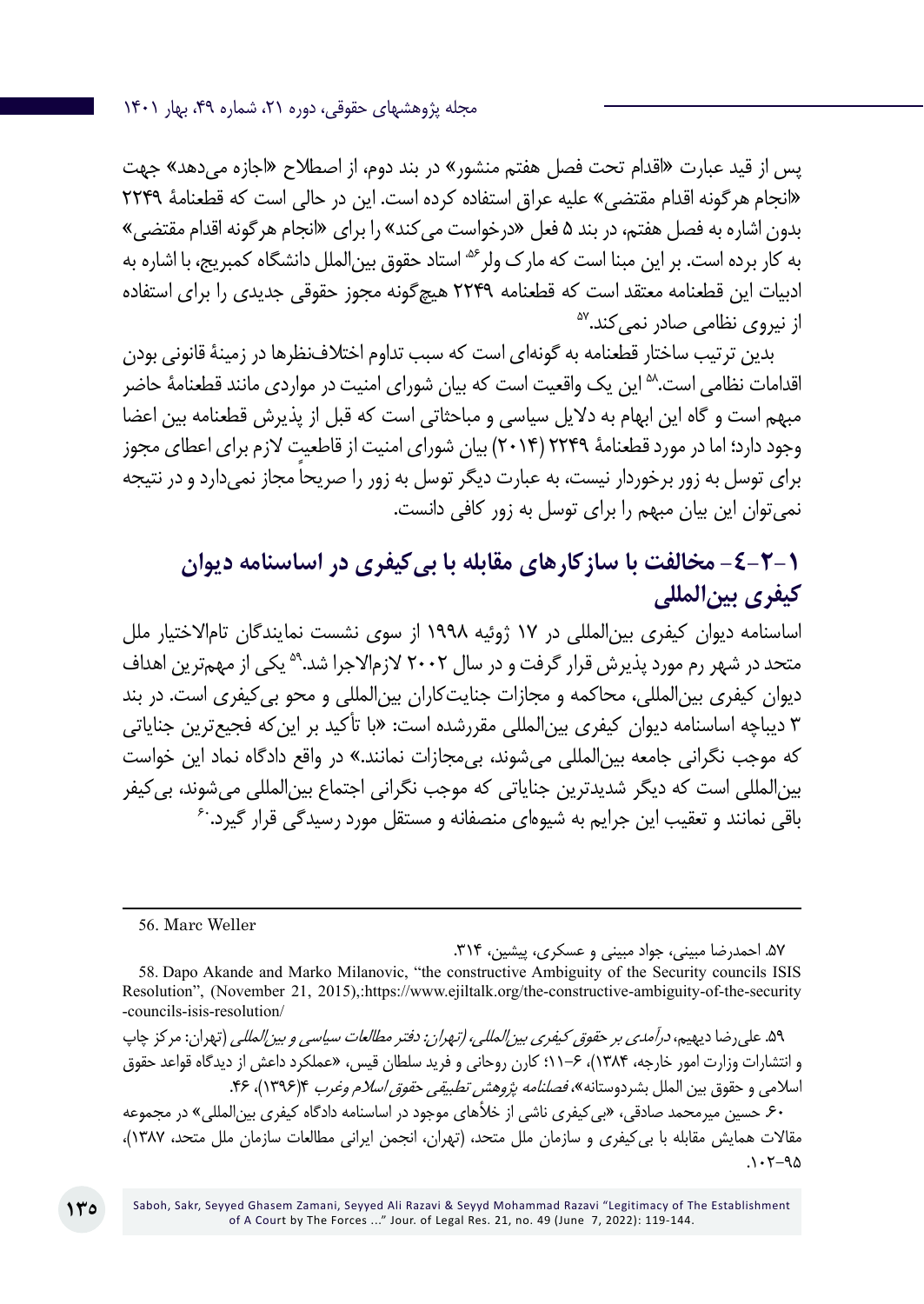پس از قید عبارت «اقدام تحت فصل هفتم منشور» در بند دوم، از اصطلاح «اجازه می‌دهد» جهت «انجام هرگونه اقدام مقتضی» علیه عراق استفاده کرده است. این در حالی است که قطعنامۀ ۲۲۴۹ بدون اشاره به فصل هفتم، در بند ۵ فعل «درخواست می‌کند» را برای «انجام هرگونه اقدام مقتضی» به کار برده است. بر این مبنا است که مارک ولر[۵۶] استاد حقوق بین‌الملل دانشگاه کمبریج، با اشاره به ادبیات این قطعنامه معتقد است که قطعنامه ۲۲۴۹ هیچ‌گونه مجوز حقوقی جدیدی را برای استفاده از نیروی نظامی صادر نمی‌کند.[۵۷]

بدین ترتیب ساختار قطعنامه به گونه‌ای است که سبب تداوم اختلاف‌نظرها در زمینۀ قانونی بودن اقدامات نظامی است.[۵۸] این یک واقعیت است که بیان شورای امنیت در مواردی مانند قطعنامۀ حاضر مبهم است و گاه این ابهام به دلایل سیاسی و مباحثاتی است که قبل از پذیرش قطعنامه بین اعضا وجود دارد؛ اما در مورد قطعنامۀ ۲۲۴۹ (۲۰۱۴) بیان شورای امنیت از قاطعیت لازم برای اعطای مجوز برای توسل به زور برخوردار نیست، به عبارت دیگر توسل به زور را صریحاً مجاز نمی‌دارد و در نتیجه نمی‌توان این بیان مبهم را برای توسل به زور کافی دانست.

## ۱-۲-۴- مخالفت با سازکارهای مقابله با بی‌کیفری در اساسنامه دیوان کیفری بین‌المللی

اساسنامه دیوان کیفری بین‌المللی در ۱۷ ژوئیه ۱۹۹۸ از سوی نشست نمایندگان تام‌الاختیار ملل متحد در شهر رم مورد پذیرش قرار گرفت و در سال ۲۰۰۲ لازم‌الاجرا شد.[۵۹] یکی از مهم‌ترین اهداف دیوان کیفری بین‌المللی، محاکمه و مجازات جنایت‌کاران بین‌المللی و محو بی‌کیفری است. در بند ۳ دیباچه اساسنامه دیوان کیفری بین‌المللی مقررشده است: «با تأکید بر این‌که فجیع‌ترین جنایاتی که موجب نگرانی جامعه بین‌المللی می‌شوند، بی‌مجازات نمانند.» در واقع دادگاه نماد این خواست بین‌المللی است که دیگر شدیدترین جنایاتی که موجب نگرانی اجتماع بین‌المللی می‌شوند، بی‌کیفر باقی نمانند و تعقیب این جرایم به شیوه‌ای منصفانه و مستقل مورد رسیدگی قرار گیرد.[۶۰]

---

56. Marc Weller

۵۷. احمدرضا مبینی، جواد مبینی و عسکری، پیشین، ۳۱۴.

58. Dapo Akande and Marko Milanovic, “the constructive Ambiguity of the Security councils ISIS Resolution”, (November 21, 2015),:https://www.ejiltalk.org/the-constructive-ambiguity-of-the-security-councils-isis-resolution/

۵۹. علی‌رضا دیهیم، *درآمدی بر حقوق کیفری بین‌المللی، (تهران: دفتر مطالعات سیاسی و بین‌المللی* (تهران: مرکز چاپ و انتشارات وزارت امور خارجه، ۱۳۸۴)، ۶-۱۱؛ کارن روحانی و فرید سلطان قیس، «عملکرد داعش از دیدگاه قواعد حقوق اسلامی و حقوق بین الملل بشردوستانه»، *فصلنامه پژوهش تطبیقی حقوق اسلام وغرب* ۴(۱۳۹۶)، ۴۶.

۶۰. حسین میرمحمد صادقی، «بی‌کیفری ناشی از خلأهای موجود در اساسنامه دادگاه کیفری بین‌المللی» در مجموعه مقالات همایش مقابله با بی‌کیفری و سازمان ملل متحد، (تهران، انجمن ایرانی مطالعات سازمان ملل متحد، ۱۳۸۷)، ۹۵-۱۰۲.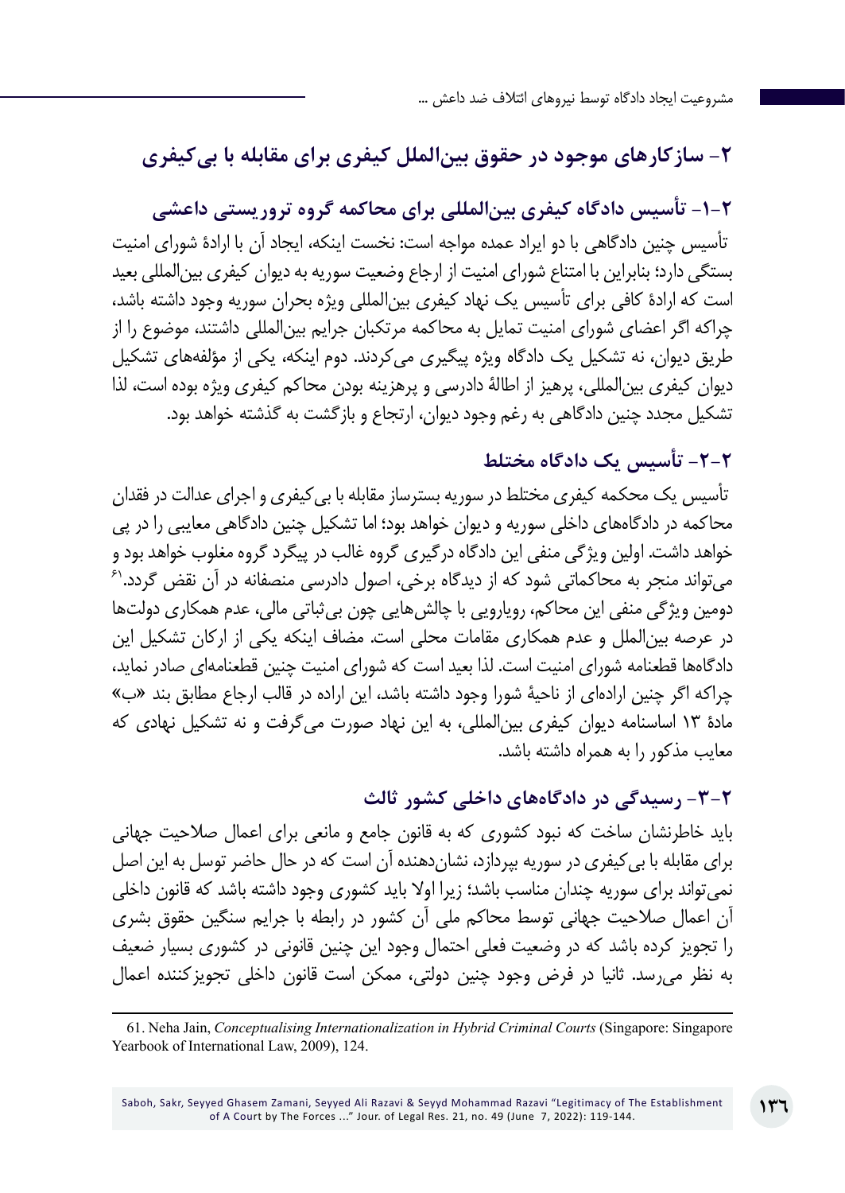## ۲- سازکارهای موجود در حقوق بین‌الملل کیفری برای مقابله با بی‌کیفری

### ۲-۱- تأسیس دادگاه کیفری بین‌المللی برای محاکمه گروه تروریستی داعشی

تأسیس چنین دادگاهی با دو ایراد عمده مواجه است: نخست اینکه، ایجاد آن با ارادۀ شورای امنیت بستگی دارد؛ بنابراین با امتناع شورای امنیت از ارجاع وضعیت سوریه به دیوان کیفری بین‌المللی بعید است که ارادۀ کافی برای تأسیس یک نهاد کیفری بین‌المللی ویژه بحران سوریه وجود داشته باشد، چراکه اگر اعضای شورای امنیت تمایل به محاکمه مرتکبان جرایم بین‌المللی داشتند، موضوع را از طریق دیوان، نه تشکیل یک دادگاه ویژه پیگیری می‌کردند. دوم اینکه، یکی از مؤلفه‌های تشکیل دیوان کیفری بین‌المللی، پرهیز از اطالۀ دادرسی و پرهزینه بودن محاکم کیفری ویژه بوده است، لذا تشکیل مجدد چنین دادگاهی به رغم وجود دیوان، ارتجاع و بازگشت به گذشته خواهد بود.

### ۲-۲- تأسیس یک دادگاه مختلط

تأسیس یک محکمه کیفری مختلط در سوریه بسترساز مقابله با بی‌کیفری و اجرای عدالت در فقدان محاکمه در دادگاه‌های داخلی سوریه و دیوان خواهد بود؛ اما تشکیل چنین دادگاهی معایبی را در پی خواهد داشت. اولین ویژگی منفی این دادگاه درگیری گروه غالب در پیگرد گروه مغلوب خواهد بود و می‌تواند منجر به محاکماتی شود که از دیدگاه برخی، اصول دادرسی منصفانه در آن نقض گردد.[61] دومین ویژگی منفی این محاکم، رویارویی با چالش‌هایی چون بی‌ثباتی مالی، عدم همکاری دولت‌ها در عرصه بین‌الملل و عدم همکاری مقامات محلی است. مضاف اینکه یکی از ارکان تشکیل این دادگاه‌ها قطعنامه شورای امنیت است. لذا بعید است که شورای امنیت چنین قطعنامه‌ای صادر نماید، چراکه اگر چنین اراده‌ای از ناحیۀ شورا وجود داشته باشد، این اراده در قالب ارجاع مطابق بند «ب» مادۀ ۱۳ اساسنامه دیوان کیفری بین‌المللی، به این نهاد صورت می‌گرفت و نه تشکیل نهادی که معایب مذکور را به همراه داشته باشد.

### ۲-۳- رسیدگی در دادگاه‌های داخلی کشور ثالث

باید خاطرنشان ساخت که نبود کشوری که به قانون جامع و مانعی برای اعمال صلاحیت جهانی برای مقابله با بی‌کیفری در سوریه بپردازد، نشان‌دهنده آن است که در حال حاضر توسل به این اصل نمی‌تواند برای سوریه چندان مناسب باشد؛ زیرا اولا باید کشوری وجود داشته باشد که قانون داخلی آن اعمال صلاحیت جهانی توسط محاکم ملی آن کشور در رابطه با جرایم سنگین حقوق بشری را تجویز کرده باشد که در وضعیت فعلی احتمال وجود این چنین قانونی در کشوری بسیار ضعیف به نظر می‌رسد. ثانیا در فرض وجود چنین دولتی، ممکن است قانون داخلی تجویزکننده اعمال

---

61. Neha Jain, *Conceptualising Internationalization in Hybrid Criminal Courts* (Singapore: Singapore Yearbook of International Law, 2009), 124.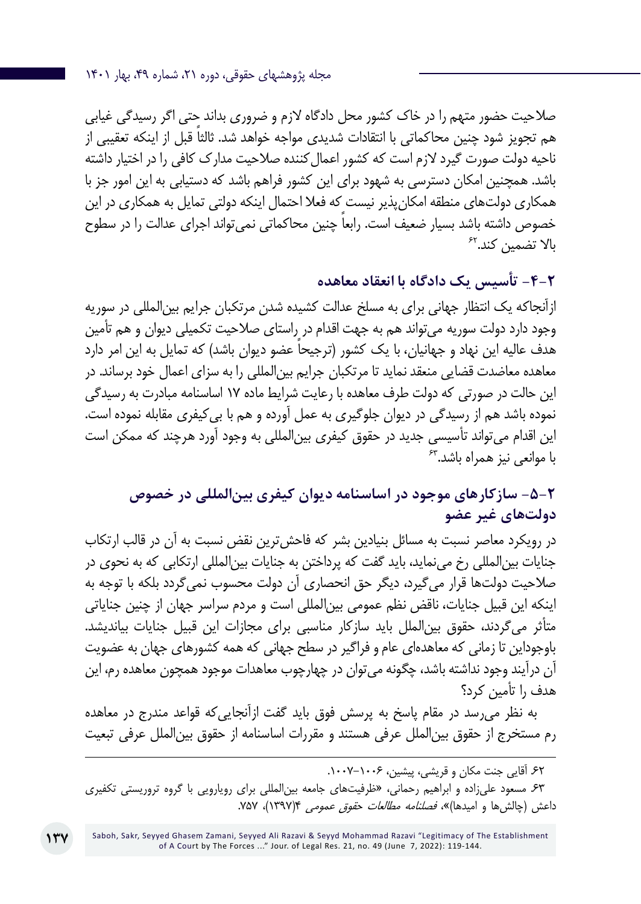صلاحیت حضور متهم را در خاک کشور محل دادگاه لازم و ضروری بداند حتی اگر رسیدگی غیابی هم تجویز شود چنین محاکماتی با انتقادات شدیدی مواجه خواهد شد. ثالثاً قبل از اینکه تعقیبی از ناحیه دولت صورت گیرد لازم است که کشور اعمال‌کننده صلاحیت مدارک کافی را در اختیار داشته باشد. همچنین امکان دسترسی به شهود برای این کشور فراهم باشد که دستیابی به این امور جز با همکاری دولت‌های منطقه امکان‌پذیر نیست که فعلا احتمال اینکه دولتی تمایل به همکاری در این خصوص داشته باشد بسیار ضعیف است. رابعاً چنین محاکماتی نمی‌تواند اجرای عدالت را در سطوح بالا تضمین کند.[62]

## ۲-۴- تأسیس یک دادگاه با انعقاد معاهده

ازآنجاکه یک انتظار جهانی برای به مسلخ عدالت کشیده شدن مرتکبان جرایم بین‌المللی در سوریه وجود دارد دولت سوریه می‌تواند هم به جهت اقدام در راستای صلاحیت تکمیلی دیوان و هم تأمین هدف عالیه این نهاد و جهانیان، با یک کشور (ترجیحاً عضو دیوان باشد) که تمایل به این امر دارد معاهده معاضدت قضایی منعقد نماید تا مرتکبان جرایم بین‌المللی را به سزای اعمال خود برساند. در این حالت در صورتی که دولت طرف معاهده با رعایت شرایط ماده ۱۷ اساسنامه مبادرت به رسیدگی نموده باشد هم از رسیدگی در دیوان جلوگیری به عمل آورده و هم با بی‌کیفری مقابله نموده است. این اقدام می‌تواند تأسیسی جدید در حقوق کیفری بین‌المللی به وجود آورد هرچند که ممکن است با موانعی نیز همراه باشد.[63]

## ۲-۵- سازکارهای موجود در اساسنامه دیوان کیفری بین‌المللی در خصوص دولت‌های غیر عضو

در رویکرد معاصر نسبت به مسائل بنیادین بشر که فاحش‌ترین نقض نسبت به آن در قالب ارتکاب جنایات بین‌المللی رخ می‌نماید، باید گفت که پرداختن به جنایات بین‌المللی ارتکابی که به نحوی در صلاحیت دولت‌ها قرار می‌گیرد، دیگر حق انحصاری آن دولت محسوب نمی‌گردد بلکه با توجه به اینکه این قبیل جنایات، ناقض نظم عمومی بین‌المللی است و مردم سراسر جهان از چنین جنایاتی متأثر می‌گردند، حقوق بین‌الملل باید سازکار مناسبی برای مجازات این قبیل جنایات بیاندیشد. باوجوداین تا زمانی که معاهده‌ای عام و فراگیر در سطح جهانی که همه کشورهای جهان به عضویت آن درآیند وجود نداشته باشد، چگونه می‌توان در چهارچوب معاهدات موجود همچون معاهده رم، این هدف را تأمین کرد؟

به نظر می‌رسد در مقام پاسخ به پرسش فوق باید گفت ازآنجایی‌که قواعد مندرج در معاهده رم مستخرج از حقوق بین‌الملل عرفی هستند و مقررات اساسنامه از حقوق بین‌الملل عرفی تبعیت

---

۶۲. آقایی جنت مکان و قریشی، پیشین، ۱۰۰۶-۱۰۰۷.

۶۳. مسعود علی‌زاده و ابراهیم رحمانی، «ظرفیت‌های جامعه بین‌المللی برای رویارویی با گروه تروریستی تکفیری داعش (چالش‌ها و امیدها)»، *فصلنامه مطالعات حقوق عمومی* ۴(۱۳۹۷)، ۷۵۷.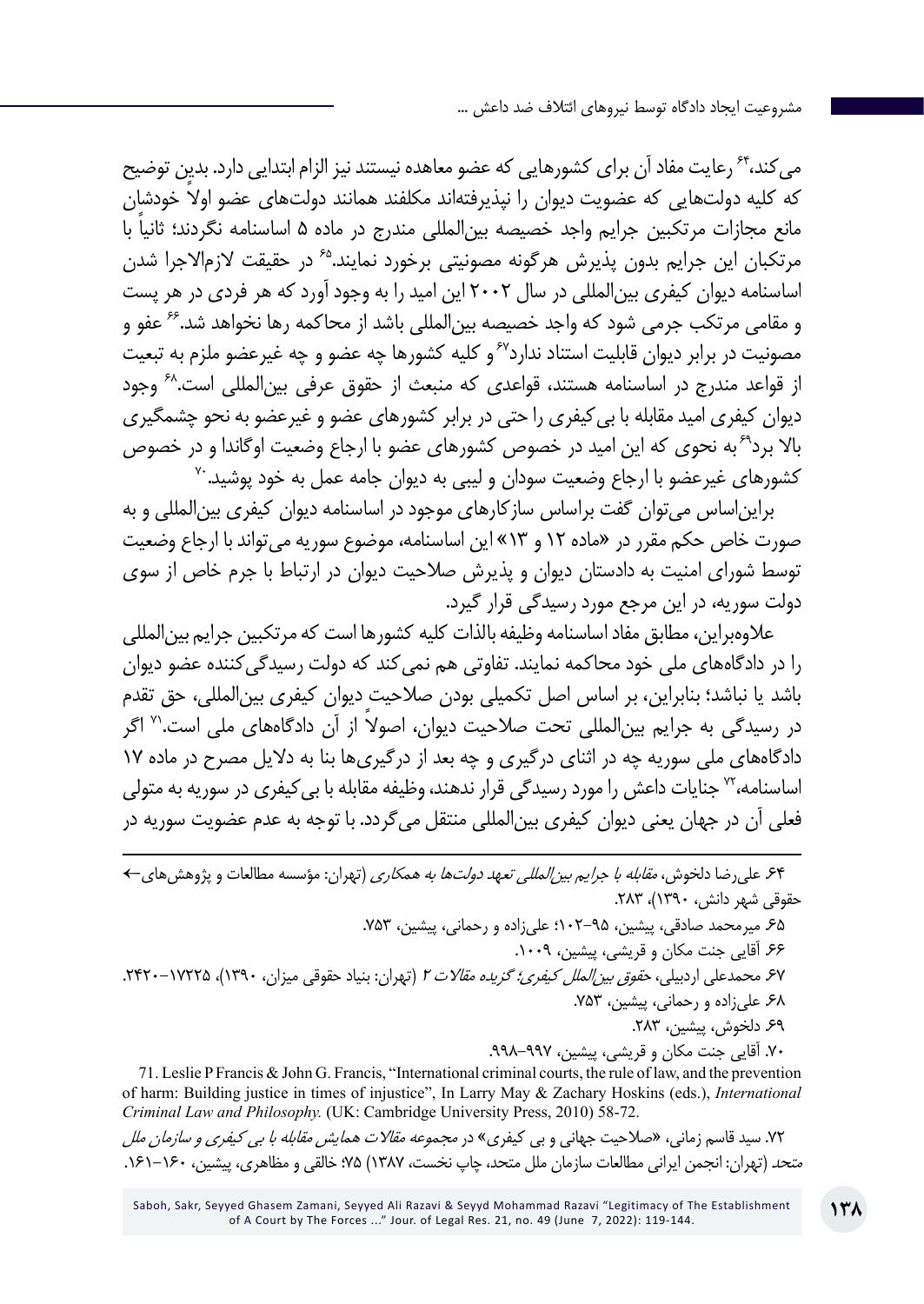می‌کند،[۶۴] رعایت مفاد آن برای کشورهایی که عضو معاهده نیستند نیز الزام ابتدایی دارد. بدین توضیح که کلیه دولت‌هایی که عضویت دیوان را نپذیرفته‌اند مکلفند همانند دولت‌های عضو اولاً خودشان مانع مجازات مرتکبین جرایم واجد خصیصه بین‌المللی مندرج در ماده ۵ اساسنامه نگردند؛ ثانیاً با مرتکبان این جرایم بدون پذیرش هرگونه مصونیتی برخورد نمایند.[۶۵] در حقیقت لازم‌الاجرا شدن اساسنامه دیوان کیفری بین‌المللی در سال ۲۰۰۲ این امید را به وجود آورد که هر فردی در هر پست و مقامی مرتکب جرمی شود که واجد خصیصه بین‌المللی باشد از محاکمه رها نخواهد شد.[۶۶] عفو و مصونیت در برابر دیوان قابلیت استناد ندارد[۶۷] و کلیه کشورها چه عضو و چه غیرعضو ملزم به تبعیت از قواعد مندرج در اساسنامه هستند، قواعدی که منبعث از حقوق عرفی بین‌المللی است.[۶۸] وجود دیوان کیفری امید مقابله با بی‌کیفری را حتی در برابر کشورهای عضو و غیرعضو به نحو چشمگیری بالا برد[۶۹] به نحوی که این امید در خصوص کشورهای عضو با ارجاع وضعیت اوگاندا و در خصوص کشورهای غیرعضو با ارجاع وضعیت سودان و لیبی به دیوان جامه عمل به خود پوشید.[۷۰]

براین‌اساس می‌توان گفت براساس سازکارهای موجود در اساسنامه دیوان کیفری بین‌المللی و به صورت خاص حکم مقرر در «ماده ۱۲ و ۱۳» این اساسنامه، موضوع سوریه می‌تواند با ارجاع وضعیت توسط شورای امنیت به دادستان دیوان و پذیرش صلاحیت دیوان در ارتباط با جرم خاص از سوی دولت سوریه، در این مرجع مورد رسیدگی قرار گیرد.

علاوه‌براین، مطابق مفاد اساسنامه وظیفه بالذات کلیه کشورها است که مرتکبین جرایم بین‌المللی را در دادگاه‌های ملی خود محاکمه نمایند. تفاوتی هم نمی‌کند که دولت رسیدگی‌کننده عضو دیوان باشد یا نباشد؛ بنابراین، بر اساس اصل تکمیلی بودن صلاحیت دیوان کیفری بین‌المللی، حق تقدم در رسیدگی به جرایم بین‌المللی تحت صلاحیت دیوان، اصولاً از آن دادگاه‌های ملی است.[۷۱] اگر دادگاه‌های ملی سوریه چه در اثنای درگیری و چه بعد از درگیری‌ها بنا به دلایل مصرح در ماده ۱۷ اساسنامه،[۷۲] جنایات داعش را مورد رسیدگی قرار ندهند، وظیفه مقابله با بی‌کیفری در سوریه به متولی فعلی آن در جهان یعنی دیوان کیفری بین‌المللی منتقل می‌گردد. با توجه به عدم عضویت سوریه در

---

۶۴. علی‌رضا دلخوش، *مقابله با جرایم بین‌المللی تعهد دولت‌ها به همکاری* (تهران: مؤسسه مطالعات و پژوهش‌های حقوقی شهر دانش، ۱۳۹۰)، ۲۸۳.

۶۵. میرمحمد صادقی، پیشین، ۹۵-۱۰۲؛ علی‌زاده و رحمانی، پیشین، ۷۵۳.

۶۶. آقایی جنت مکان و قریشی، پیشین، ۱۰۰۹.

۶۷. محمدعلی اردبیلی، *حقوق بین‌الملل کیفری؛ گزیده مقالات ۲* (تهران: بنیاد حقوقی میزان، ۱۳۹۰)، ۱۷۲۲۵-۲۴۲۰.

۶۸. علی‌زاده و رحمانی، پیشین، ۷۵۳.

۶۹. دلخوش، پیشین، ۲۸۳.

۷۰. آقایی جنت مکان و قریشی، پیشین، ۹۹۷-۹۹۸.

71. Leslie P Francis & John G. Francis, "International criminal courts, the rule of law, and the prevention of harm: Building justice in times of injustice", In Larry May & Zachary Hoskins (eds.), *International Criminal Law and Philosophy.* (UK: Cambridge University Press, 2010) 58-72.

۷۲. سید قاسم زمانی، «صلاحیت جهانی و بی کیفری» در مجموعه *مقالات همایش مقابله با بی کیفری و سازمان ملل متحد* (تهران: انجمن ایرانی مطالعات سازمان ملل متحد، چاپ نخست، ۱۳۸۷) ۷۵؛ خالقی و مظاهری، پیشین، ۱۶۰-۱۶۱.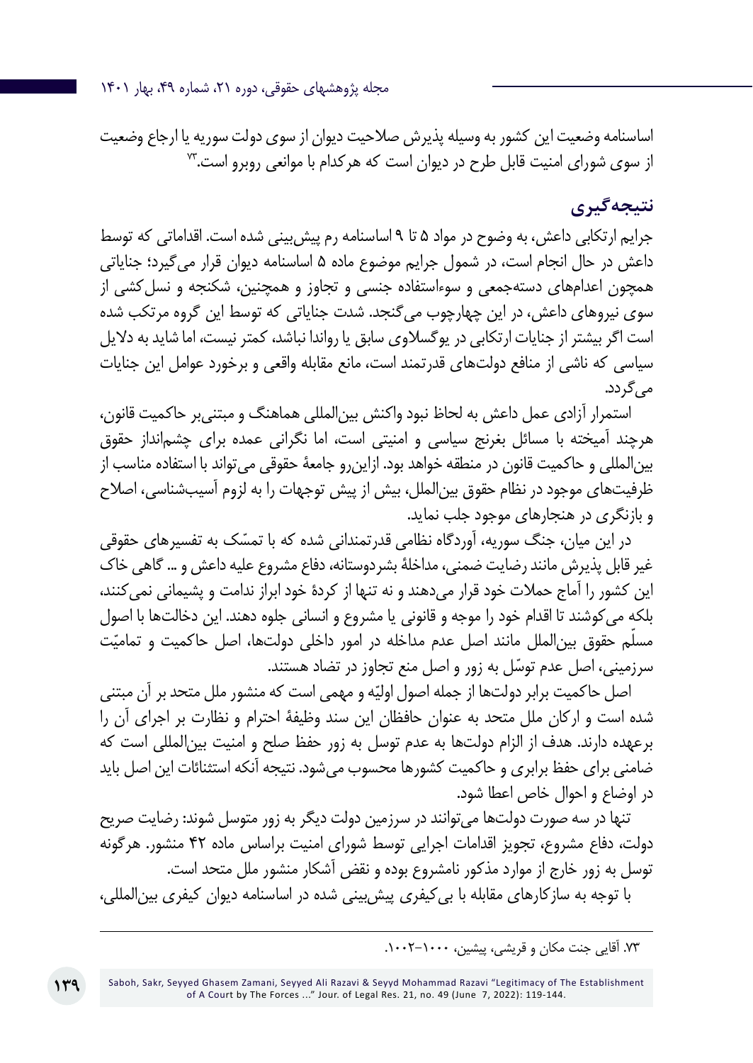اساسنامه وضعیت این کشور به وسیله پذیرش صلاحیت دیوان از سوی دولت سوریه یا ارجاع وضعیت از سوی شورای امنیت قابل طرح در دیوان است که هرکدام با موانعی روبرو است.[۷۳]

## نتیجه‌گیری

جرایم ارتکابی داعش، به وضوح در مواد ۵ تا ۹ اساسنامه رم پیش‌بینی شده است. اقداماتی که توسط داعش در حال انجام است، در شمول جرایم موضوع ماده ۵ اساسنامه دیوان قرار می‌گیرد؛ جنایاتی همچون اعدام‌های دسته‌جمعی و سوءاستفاده جنسی و تجاوز و همچنین، شکنجه و نسل‌کشی از سوی نیروهای داعش، در این چهارچوب می‌گنجد. شدت جنایاتی که توسط این گروه مرتکب شده است اگر بیشتر از جنایات ارتکابی در یوگسلاوی سابق یا رواندا نباشد، کمتر نیست، اما شاید به دلایل سیاسی که ناشی از منافع دولت‌های قدرتمند است، مانع مقابله واقعی و برخورد عوامل این جنایات می‌گردد.

استمرار آزادی عمل داعش به لحاظ نبود واکنش بین‌المللی هماهنگ و مبتنی‌بر حاکمیت قانون، هرچند آمیخته با مسائل بغرنج سیاسی و امنیتی است، اما نگرانی عمده برای چشم‌انداز حقوق بین‌المللی و حاکمیت قانون در منطقه خواهد بود. ازاین‌رو جامعهٔ حقوقی می‌تواند با استفاده مناسب از ظرفیت‌های موجود در نظام حقوق بین‌الملل، بیش از پیش توجهات را به لزوم آسیب‌شناسی، اصلاح و بازنگری در هنجارهای موجود جلب نماید.

در این میان، جنگ سوریه، آوردگاه نظامی قدرتمندانی شده که با تمسّک به تفسیرهای حقوقی غیر قابل پذیرش مانند رضایت ضمنی، مداخلهٔ بشردوستانه، دفاع مشروع علیه داعش و ... گاهی خاک این کشور را آماج حملات خود قرار می‌دهند و نه تنها از کردهٔ خود ابراز ندامت و پشیمانی نمی‌کنند، بلکه می‌کوشند تا اقدام خود را موجه و قانونی یا مشروع و انسانی جلوه دهند. این دخالت‌ها با اصول مسلّم حقوق بین‌الملل مانند اصل عدم مداخله در امور داخلی دولت‌ها، اصل حاکمیت و تمامیّت سرزمینی، اصل عدم توسّل به زور و اصل منع تجاوز در تضاد هستند.

اصل حاکمیت برابر دولت‌ها از جمله اصول اولیّه و مهمی است که منشور ملل متحد بر آن مبتنی شده است و ارکان ملل متحد به عنوان حافظان این سند وظیفهٔ احترام و نظارت بر اجرای آن را برعهده دارند. هدف از الزام دولت‌ها به عدم توسل به زور حفظ صلح و امنیت بین‌المللی است که ضامنی برای حفظ برابری و حاکمیت کشورها محسوب می‌شود. نتیجه آنکه استثنائات این اصل باید در اوضاع و احوال خاص اعطا شود.

تنها در سه صورت دولت‌ها می‌توانند در سرزمین دولت دیگر به زور متوسل شوند: رضایت صریح دولت، دفاع مشروع، تجویز اقدامات اجرایی توسط شورای امنیت براساس ماده ۴۲ منشور. هرگونه توسل به زور خارج از موارد مذکور نامشروع بوده و نقض آشکار منشور ملل متحد است.

با توجه به سازکارهای مقابله با بی‌کیفری پیش‌بینی شده در اساسنامه دیوان کیفری بین‌المللی،

---

۷۳. آقایی جنت مکان و قریشی، پیشین، ۱۰۰۰-۱۰۰۲.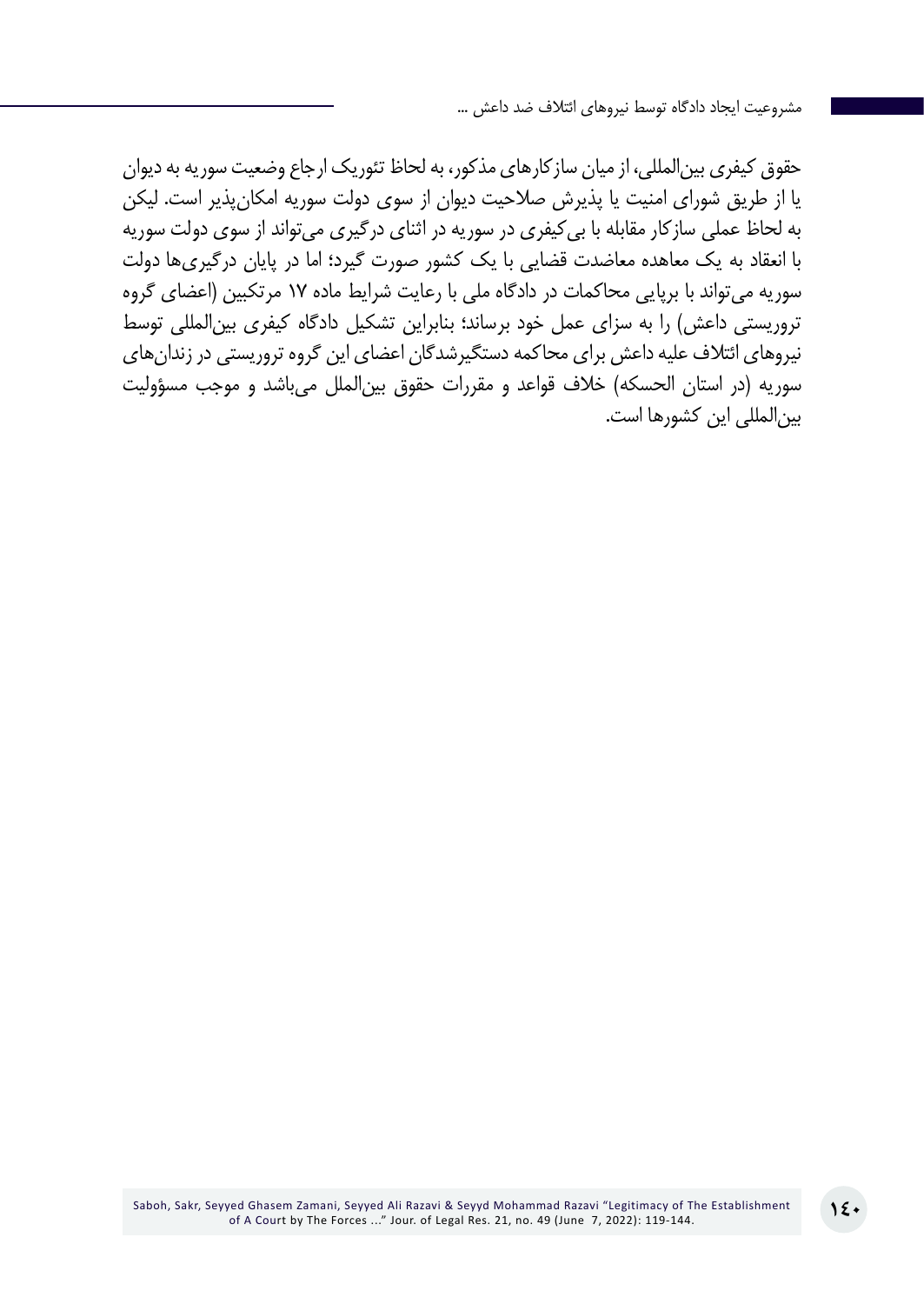حقوق کیفری بین‌المللی، از میان سازکارهای مذکور، به لحاظ تئوریک ارجاع وضعیت سوریه به دیوان یا از طریق شورای امنیت یا پذیرش صلاحیت دیوان از سوی دولت سوریه امکان‌پذیر است. لیکن به لحاظ عملی سازکار مقابله با بی‌کیفری در سوریه در اثنای درگیری می‌تواند از سوی دولت سوریه با انعقاد به یک معاهده معاضدت قضایی با یک کشور صورت گیرد؛ اما در پایان درگیری‌ها دولت سوریه می‌تواند با برپایی محاکمات در دادگاه ملی با رعایت شرایط ماده ۱۷ مرتکبین (اعضای گروه تروریستی داعش) را به سزای عمل خود برساند؛ بنابراین تشکیل دادگاه کیفری بین‌المللی توسط نیروهای ائتلاف علیه داعش برای محاکمه دستگیرشدگان اعضای این گروه تروریستی در زندان‌های سوریه (در استان الحسکه) خلاف قواعد و مقررات حقوق بین‌الملل می‌باشد و موجب مسؤولیت بین‌المللی این کشورها است.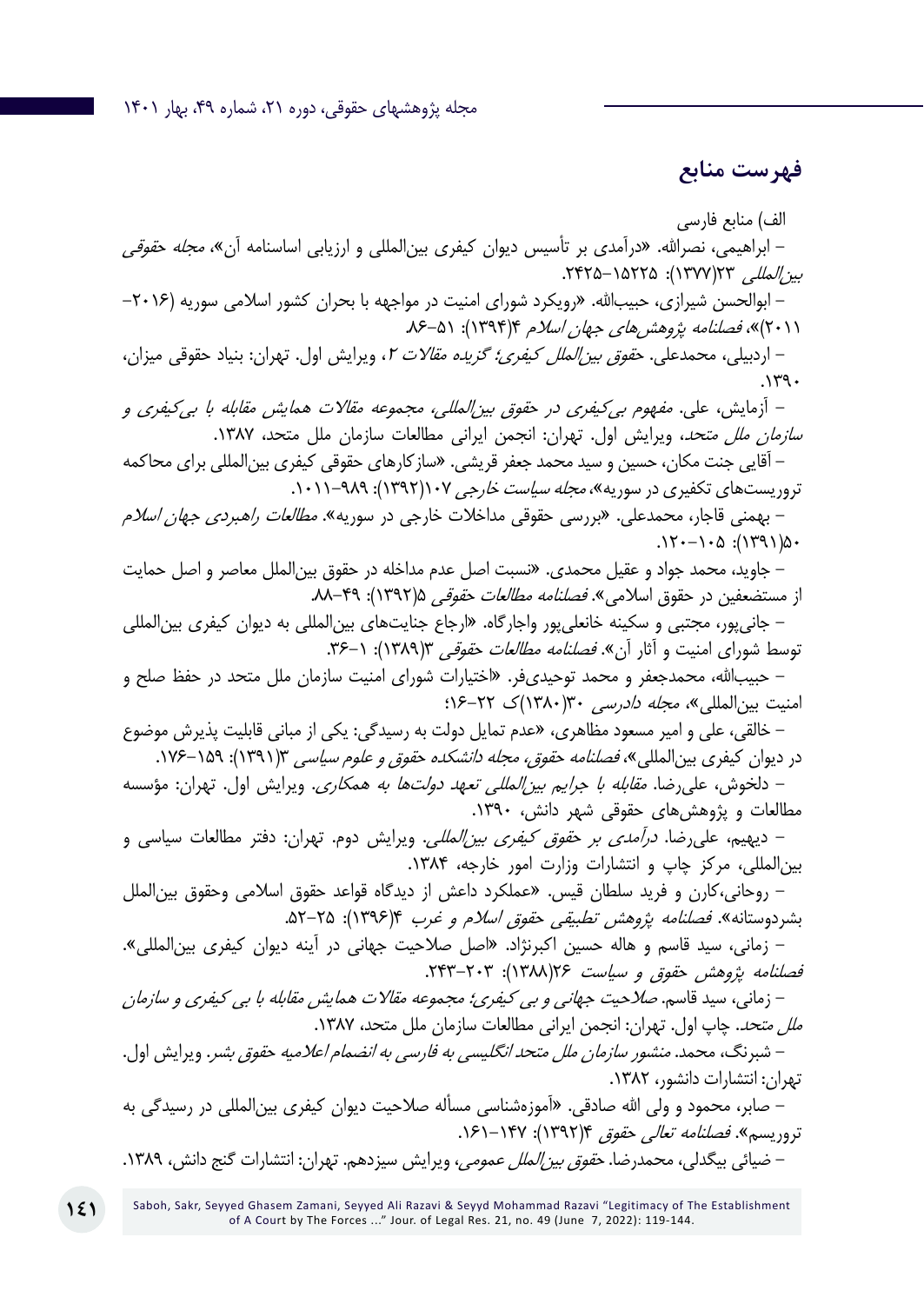## فهرست منابع

الف) منابع فارسی

– ابراهیمی، نصرالله. «درآمدی بر تأسیس دیوان کیفری بین‌المللی و ارزیابی اساسنامه آن»، *مجله حقوقی بین‌المللی* ۲۳(۱۳۷۷): ۱۵۲۲۵–۲۴۲۵.

– ابوالحسن شیرازی، حبیب‌الله. «رویکرد شورای امنیت در مواجهه با بحران کشور اسلامی سوریه (۲۰۱۶–۲۰۱۱)»، *فصلنامه پژوهش‌های جهان اسلام* ۴(۱۳۹۴): ۵۱–۸۶.

– اردبیلی، محمدعلی. *حقوق بین‌الملل کیفری؛ گزیده مقالات ۲*، ویرایش اول. تهران: بنیاد حقوقی میزان، ۱۳۹۰.

– آزمایش، علی. *مفهوم بی‌کیفری در حقوق بین‌المللی، مجموعه مقالات همایش مقابله با بی‌کیفری و سازمان ملل متحد*، ویرایش اول. تهران: انجمن ایرانی مطالعات سازمان ملل متحد، ۱۳۸۷.

– آقایی جنت مکان، حسین و سید محمد جعفر قریشی. «سازکارهای حقوقی کیفری بین‌المللی برای محاکمه تروریست‌های تکفیری در سوریه»، *مجله سیاست خارجی* ۱۰۷(۱۳۹۲): ۹۸۹–۱۰۱۱.

– بهمنی قاجار، محمدعلی. «بررسی حقوقی مداخلات خارجی در سوریه». *مطالعات راهبردی جهان اسلام* ۵۰(۱۳۹۱): ۱۰۵–۱۲۰.

– جاوید، محمد جواد و عقیل محمدی. «نسبت اصل عدم مداخله در حقوق بین‌الملل معاصر و اصل حمایت از مستضعفین در حقوق اسلامی». *فصلنامه مطالعات حقوقی* ۵(۱۳۹۲): ۴۹–۸۸.

– جانی‌پور، مجتبی و سکینه خانعلی‌پور واجارگاه. «ارجاع جنایت‌های بین‌المللی به دیوان کیفری بین‌المللی توسط شورای امنیت و آثار آن». *فصلنامه مطالعات حقوقی* ۳(۱۳۸۹): ۱–۳۶.

– حبیب‌الله، محمدجعفر و محمد توحیدی‌فر. «اختیارات شورای امنیت سازمان ملل متحد در حفظ صلح و امنیت بین‌المللی»، *مجله دادرسی* ۳۰(۱۳۸۰)ک ۲۲–۱۶؛

– خالقی، علی و امیر مسعود مظاهری، «عدم تمایل دولت به رسیدگی: یکی از مبانی قابلیت پذیرش موضوع در دیوان کیفری بین‌المللی»، *فصلنامه حقوق، مجله دانشکده حقوق و علوم سیاسی* ۳(۱۳۹۱): ۱۵۹–۱۷۶.

– دلخوش، علی‌رضا. *مقابله با جرایم بین‌المللی تعهد دولت‌ها به همکاری*. ویرایش اول. تهران: مؤسسه مطالعات و پژوهش‌های حقوقی شهر دانش، ۱۳۹۰.

– دیهیم، علی‌رضا. *درآمدی بر حقوق کیفری بین‌المللی*. ویرایش دوم. تهران: دفتر مطالعات سیاسی و بین‌المللی، مرکز چاپ و انتشارات وزارت امور خارجه، ۱۳۸۴.

– روحانی،کارن و فرید سلطان قیس. «عملکرد داعش از دیدگاه قواعد حقوق اسلامی وحقوق بین‌الملل بشردوستانه». *فصلنامه پژوهش تطبیقی حقوق اسلام و غرب* ۴(۱۳۹۶): ۲۵–۵۲.

– زمانی، سید قاسم و هاله حسین اکبرنژاد. «اصل صلاحیت جهانی در آینه دیوان کیفری بین‌المللی». *فصلنامه پژوهش حقوق و سیاست* ۲۶(۱۳۸۸): ۲۰۳–۲۴۳.

– زمانی، سید قاسم. *صلاحیت جهانی و بی کیفری؛ مجموعه مقالات همایش مقابله با بی کیفری و سازمان ملل متحد*. چاپ اول. تهران: انجمن ایرانی مطالعات سازمان ملل متحد، ۱۳۸۷.

– شبرنگ، محمد. *منشور سازمان ملل متحد انگلیسی به فارسی به انضمام اعلامیه حقوق بشر*. ویرایش اول. تهران: انتشارات دانشور، ۱۳۸۲.

– صابر، محمود و ولی الله صادقی. «آموزه‌شناسی مسأله صلاحیت دیوان کیفری بین‌المللی در رسیدگی به تروریسم». *فصلنامه تعالی حقوق* ۴(۱۳۹۲): ۱۴۷–۱۶۱.

– ضیائی بیگدلی، محمدرضا. *حقوق بین‌الملل عمومی*، ویرایش سیزدهم. تهران: انتشارات گنج دانش، ۱۳۸۹.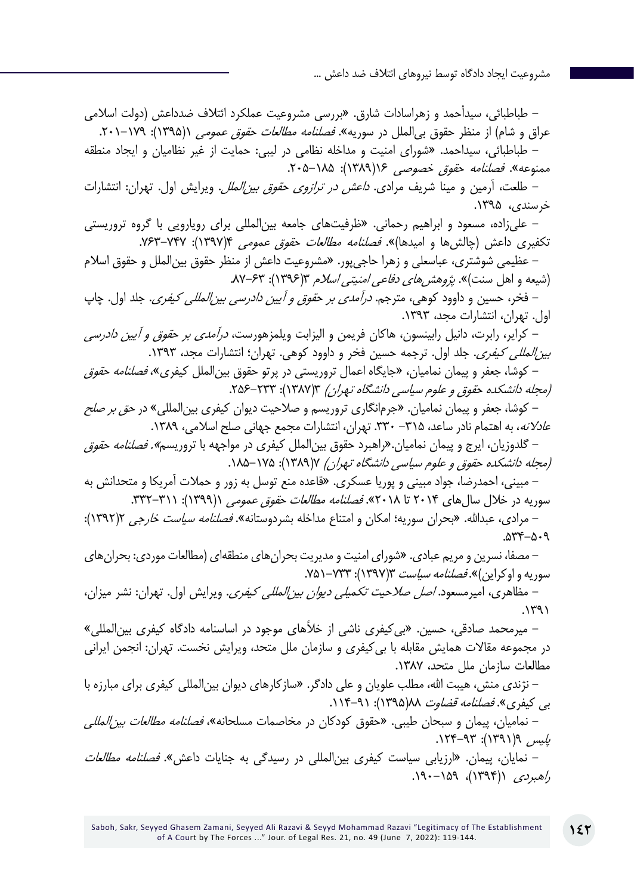– طباطبائی، سیدأحمد و زهراسادات شارق. «بررسی مشروعیت عملکرد ائتلاف ضدداعش (دولت اسلامی عراق و شام) از منظر حقوق بی‌الملل در سوریه». *فصلنامه مطالعات حقوق عمومی* ۱(۱۳۹۵): ۱۷۹–۲۰۱.

– طباطبائی، سیداحمد. «شورای امنیت و مداخله نظامی در لیبی: حمایت از غیر نظامیان و ایجاد منطقه ممنوعه». *فصلنامه حقوق خصوصی* ۱۶(۱۳۸۹): ۱۸۵–۲۰۵.

– طلعت، آرمین و مینا شریف مرادی. *داعش در ترازوی حقوق بین‌الملل*. ویرایش اول. تهران: انتشارات خرسندی، ۱۳۹۵.

– علی‌زاده، مسعود و ابراهیم رحمانی. «ظرفیت‌های جامعه بین‌المللی برای رویارویی با گروه تروریستی تکفیری داعش (چالش‌ها و امیدها)». *فصلنامه مطالعات حقوق عمومی* ۴(۱۳۹۷): ۷۴۷–۷۶۳.

– عظیمی شوشتری، عباسعلی و زهرا حاجی‌پور. «مشروعیت داعش از منظر حقوق بین‌الملل و حقوق اسلام (شیعه و اهل سنت)». *پژوهش‌های دفاعی امنیتی اسلام* ۳(۱۳۹۶): ۶۳–۸۷.

– فخر، حسین و داوود کوهی، مترجم. *درآمدی بر حقوق و آیین دادرسی بین‌المللی کیفری*. جلد اول. چاپ اول. تهران، انتشارات مجد، ۱۳۹۳.

– کرایر، رابرت، دانیل رابینسون، هاکان فریمن و الیزابت ویلمزهورست، *درآمدی بر حقوق و آیین دادرسی بین‌المللی کیفری*. جلد اول. ترجمه حسین فخر و داوود کوهی. تهران؛ انتشارات مجد، ۱۳۹۳.

– کوشا، جعفر و پیمان نمامیان، «جایگاه اعمال تروریستی در پرتو حقوق بین‌الملل کیفری»، *فصلنامه حقوق (مجله دانشکده حقوق و علوم سیاسی دانشگاه تهران)* ۳(۱۳۸۷): ۲۳۳–۲۵۶.

– کوشا، جعفر و پیمان نمامیان. «جرم‌انگاری تروریسم و صلاحیت دیوان کیفری بین‌المللی» در *حق بر صلح عادلانه*، به اهتمام نادر ساعد، ۳۱۵– ۳۳۰. تهران، انتشارات مجمع جهانی صلح اسلامی، ۱۳۸۹.

– گلدوزیان، ایرج و پیمان نمامیان.«راهبرد حقوق بین‌الملل کیفری در مواجهه با تروریسم». *فصلنامه حقوق (مجله دانشکده حقوق و علوم سیاسی دانشگاه تهران)* ۷(۱۳۸۹): ۱۷۵–۱۸۵.

– مبینی، احمدرضا، جواد مبینی و پوریا عسکری. «قاعده منع توسل به زور و حملات آمریکا و متحدانش به سوریه در خلال سال‌های ۲۰۱۴ تا ۲۰۱۸». *فصلنامه مطالعات حقوق عمومی* ۱(۱۳۹۹): ۳۱۱–۳۳۲.

– مرادی، عبدالله. «بحران سوریه؛ امکان و امتناع مداخله بشردوستانه». *فصلنامه سیاست خارجی* ۲(۱۳۹۲): ۵۰۹–۵۳۴.

– مصفا، نسرین و مریم عبادی. «شورای امنیت و مدیریت بحران‌های منطقه‌ای (مطالعات موردی: بحران‌های سوریه و اوکراین)». *فصلنامه سیاست* ۳(۱۳۹۷): ۷۳۳–۷۵۱.

– مظاهری، امیرمسعود. *اصل صلاحیت تکمیلی دیوان بین‌المللی کیفری*. ویرایش اول. تهران: نشر میزان، ۱۳۹۱.

– میرمحمد صادقی، حسین. «بی‌کیفری ناشی از خلأهای موجود در اساسنامه دادگاه کیفری بین‌المللی» در مجموعه مقالات همایش مقابله با بی‌کیفری و سازمان ملل متحد، ویرایش نخست. تهران: انجمن ایرانی مطالعات سازمان ملل متحد، ۱۳۸۷.

– نژندی منش، هیبت الله، مطلب علویان و علی دادگر. «سازکارهای دیوان بین‌المللی کیفری برای مبارزه با بی کیفری». *فصلنامه قضاوت* ۸۸(۱۳۹۵): ۹۱–۱۱۴.

– نمامیان، پیمان و سبحان طیبی. «حقوق کودکان در مخاصمات مسلحانه»، *فصلنامه مطالعات بین‌المللی پلیس* ۹(۱۳۹۱): ۹۳–۱۲۴.

– نمایان، پیمان. «ارزیابی سیاست کیفری بین‌المللی در رسیدگی به جنایات داعش». *فصلنامه مطالعات راهبردی* ۱(۱۳۹۴)، ۱۵۹–۱۹۰.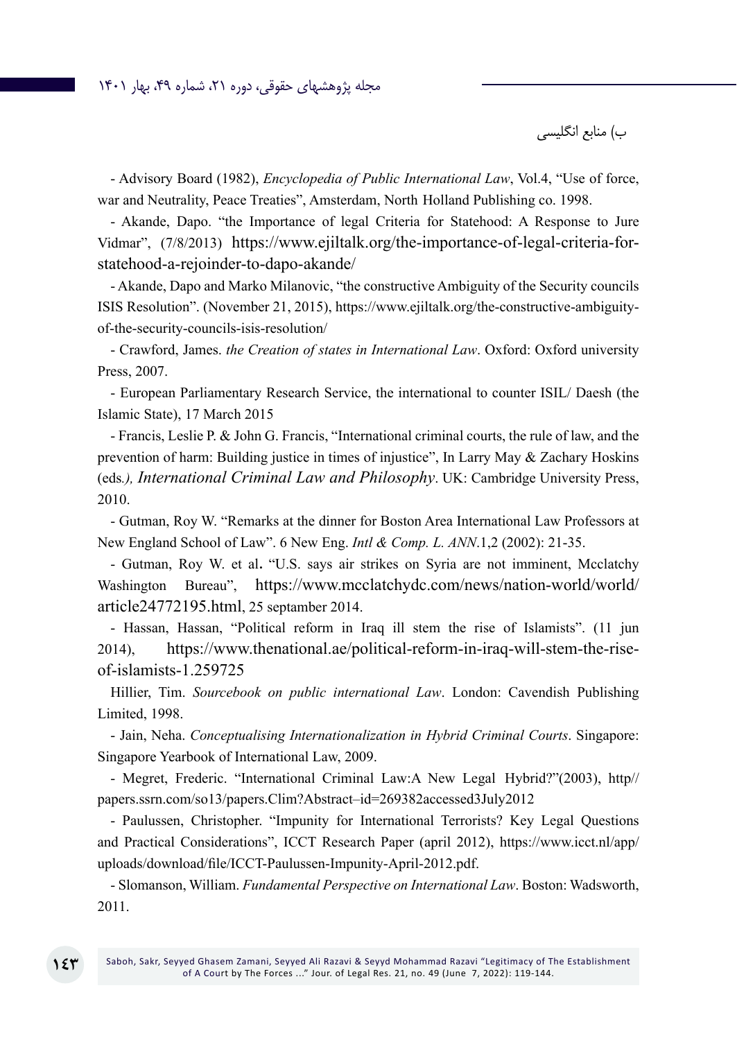ب) منابع انگلیسی

- Advisory Board (1982), *Encyclopedia of Public International Law*, Vol.4, "Use of force, war and Neutrality, Peace Treaties", Amsterdam, North Holland Publishing co. 1998.

- Akande, Dapo. "the Importance of legal Criteria for Statehood: A Response to Jure Vidmar", (7/8/2013) https://www.ejiltalk.org/the-importance-of-legal-criteria-for-statehood-a-rejoinder-to-dapo-akande/

- Akande, Dapo and Marko Milanovic, "the constructive Ambiguity of the Security councils ISIS Resolution". (November 21, 2015), https://www.ejiltalk.org/the-constructive-ambiguity-of-the-security-councils-isis-resolution/

- Crawford, James. *the Creation of states in International Law*. Oxford: Oxford university Press, 2007.

- European Parliamentary Research Service, the international to counter ISIL/ Daesh (the Islamic State), 17 March 2015

- Francis, Leslie P. & John G. Francis, "International criminal courts, the rule of law, and the prevention of harm: Building justice in times of injustice", In Larry May & Zachary Hoskins (eds*.), International Criminal Law and Philosophy*. UK: Cambridge University Press, 2010.

- Gutman, Roy W. "Remarks at the dinner for Boston Area International Law Professors at New England School of Law". 6 New Eng. *Intl & Comp. L. ANN*.1,2 (2002): 21-35.

- Gutman, Roy W. et al**.** "U.S. says air strikes on Syria are not imminent, Mcclatchy Washington Bureau", https://www.mcclatchydc.com/news/nation-world/world/article24772195.html, 25 septamber 2014.

- Hassan, Hassan, "Political reform in Iraq ill stem the rise of Islamists". (11 jun 2014), https://www.thenational.ae/political-reform-in-iraq-will-stem-the-rise-of-islamists-1.259725

Hillier, Tim. *Sourcebook on public international Law*. London: Cavendish Publishing Limited, 1998.

- Jain, Neha. *Conceptualising Internationalization in Hybrid Criminal Courts*. Singapore: Singapore Yearbook of International Law, 2009.

- Megret, Frederic. "International Criminal Law:A New Legal Hybrid?"(2003), http// papers.ssrn.com/so13/papers.Clim?Abstract–id=269382accessed3July2012

- Paulussen, Christopher. "Impunity for International Terrorists? Key Legal Questions and Practical Considerations", ICCT Research Paper (april 2012), https://www.icct.nl/app/uploads/download/file/ICCT-Paulussen-Impunity-April-2012.pdf.

- Slomanson, William. *Fundamental Perspective on International Law*. Boston: Wadsworth, 2011.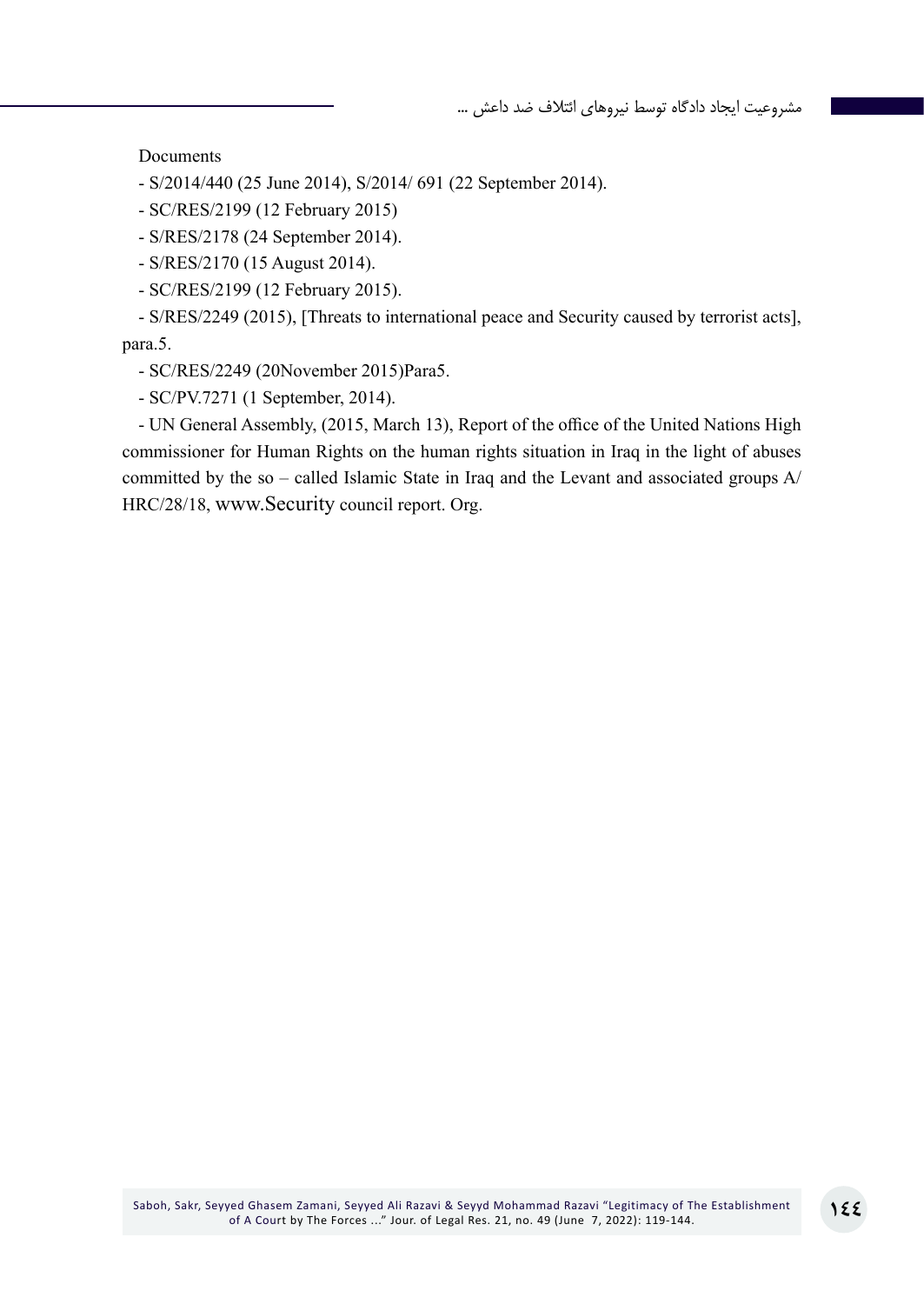Documents

- S/2014/440 (25 June 2014), S/2014/ 691 (22 September 2014).
- SC/RES/2199 (12 February 2015)
- S/RES/2178 (24 September 2014).
- S/RES/2170 (15 August 2014).
- SC/RES/2199 (12 February 2015).
- S/RES/2249 (2015), [Threats to international peace and Security caused by terrorist acts], para.5.
- SC/RES/2249 (20November 2015)Para5.
- SC/PV.7271 (1 September, 2014).
- UN General Assembly, (2015, March 13), Report of the office of the United Nations High commissioner for Human Rights on the human rights situation in Iraq in the light of abuses committed by the so – called Islamic State in Iraq and the Levant and associated groups A/HRC/28/18, www.Security council report. Org.